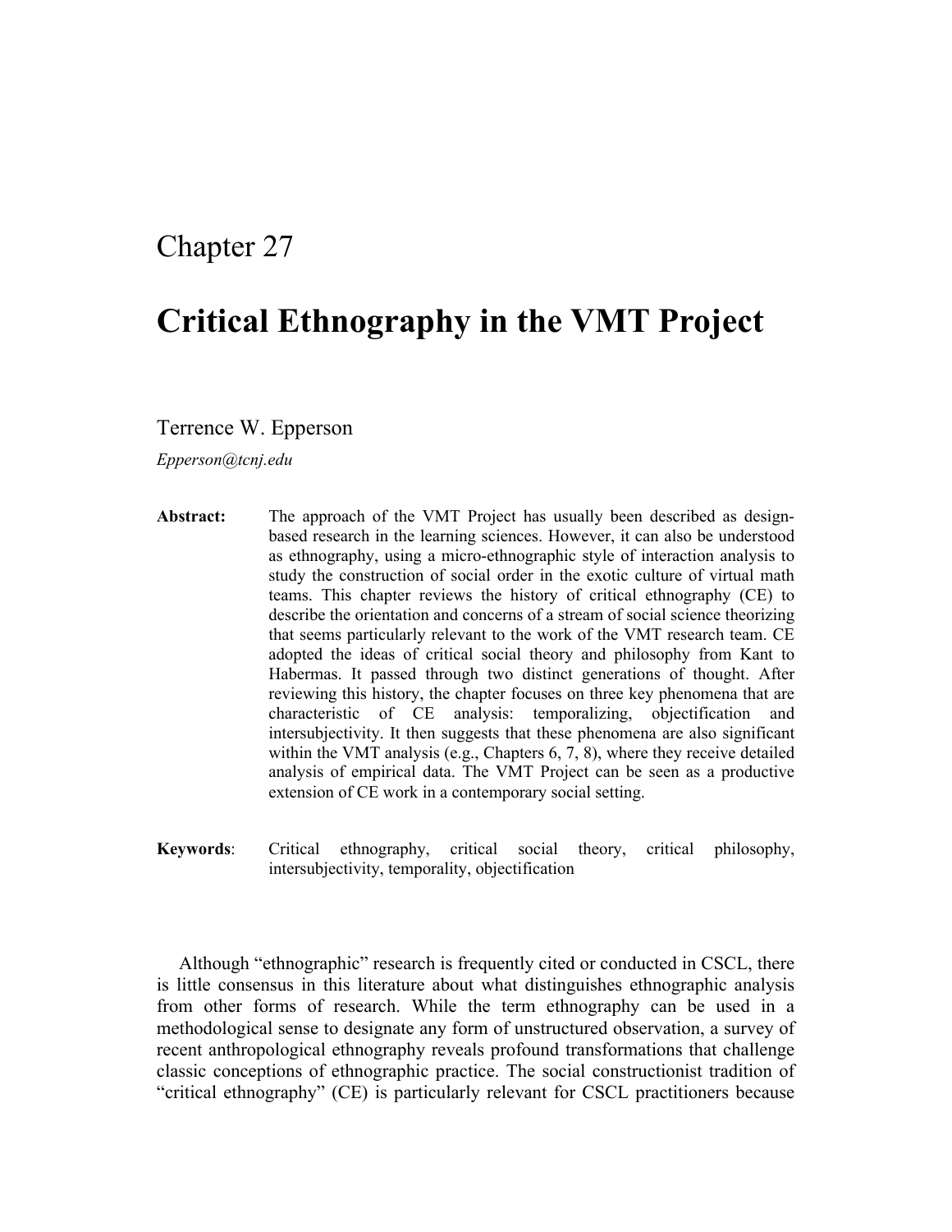Chapter 27

# Critical Ethnography in the VMT Project

Terrence W. Epperson

*Epperson@tcnj.edu*

**Abstract:** The approach of the VMT Project has usually been described as design-based research in the learning sciences. However, it can also be understood as ethnography, using a micro-ethnographic style of interaction analysis to study the construction of social order in the exotic culture of virtual math teams. This chapter reviews the history of critical ethnography (CE) to describe the orientation and concerns of a stream of social science theorizing that seems particularly relevant to the work of the VMT research team. CE adopted the ideas of critical social theory and philosophy from Kant to Habermas. It passed through two distinct generations of thought. After reviewing this history, the chapter focuses on three key phenomena that are characteristic of CE analysis: temporalizing, objectification and intersubjectivity. It then suggests that these phenomena are also significant within the VMT analysis (e.g., Chapters 6, 7, 8), where they receive detailed analysis of empirical data. The VMT Project can be seen as a productive extension of CE work in a contemporary social setting.

**Keywords**: Critical ethnography, critical social theory, critical philosophy, intersubjectivity, temporality, objectification

Although "ethnographic" research is frequently cited or conducted in CSCL, there is little consensus in this literature about what distinguishes ethnographic analysis from other forms of research. While the term ethnography can be used in a methodological sense to designate any form of unstructured observation, a survey of recent anthropological ethnography reveals profound transformations that challenge classic conceptions of ethnographic practice. The social constructionist tradition of "critical ethnography" (CE) is particularly relevant for CSCL practitioners because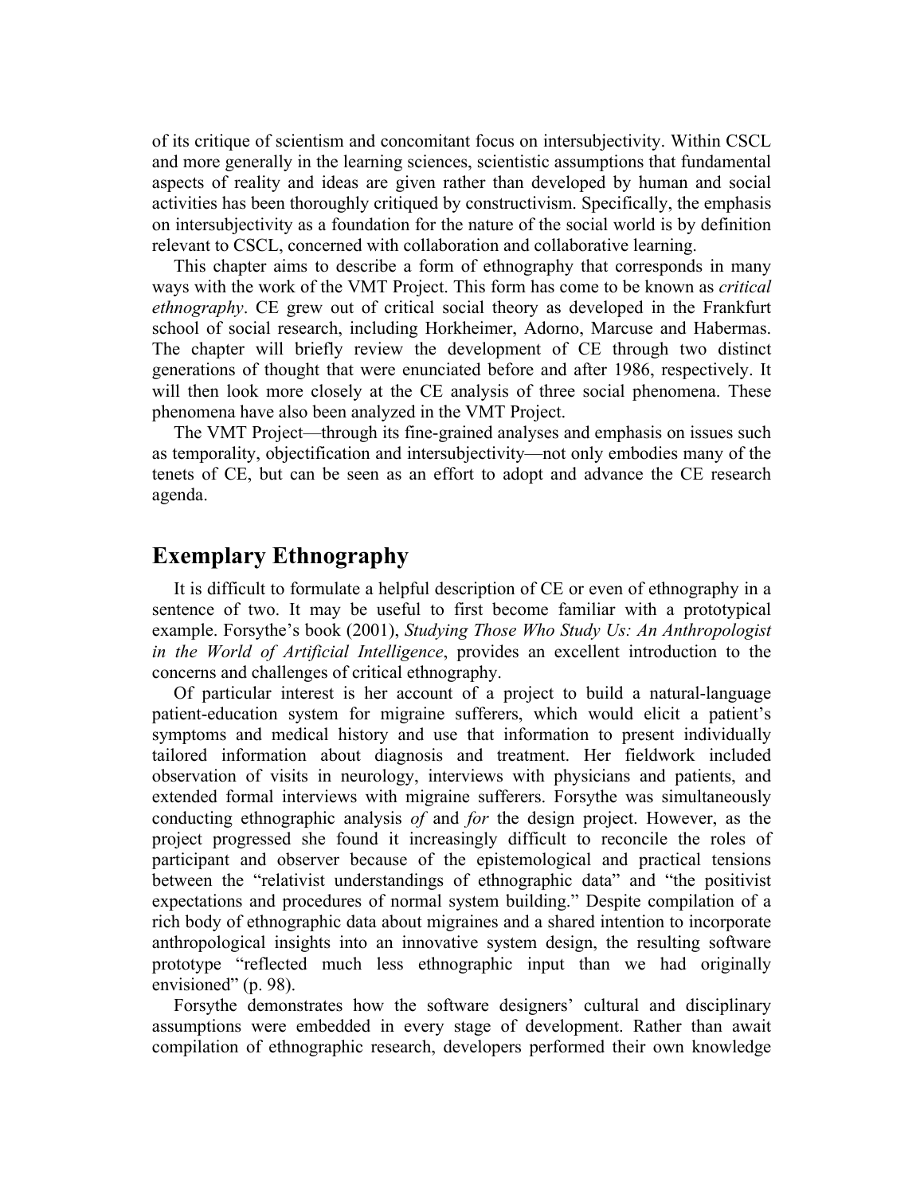of its critique of scientism and concomitant focus on intersubjectivity. Within CSCL and more generally in the learning sciences, scientistic assumptions that fundamental aspects of reality and ideas are given rather than developed by human and social activities has been thoroughly critiqued by constructivism. Specifically, the emphasis on intersubjectivity as a foundation for the nature of the social world is by definition relevant to CSCL, concerned with collaboration and collaborative learning.

This chapter aims to describe a form of ethnography that corresponds in many ways with the work of the VMT Project. This form has come to be known as *critical ethnography*. CE grew out of critical social theory as developed in the Frankfurt school of social research, including Horkheimer, Adorno, Marcuse and Habermas. The chapter will briefly review the development of CE through two distinct generations of thought that were enunciated before and after 1986, respectively. It will then look more closely at the CE analysis of three social phenomena. These phenomena have also been analyzed in the VMT Project.

The VMT Project—through its fine-grained analyses and emphasis on issues such as temporality, objectification and intersubjectivity—not only embodies many of the tenets of CE, but can be seen as an effort to adopt and advance the CE research agenda.

## Exemplary Ethnography

It is difficult to formulate a helpful description of CE or even of ethnography in a sentence of two. It may be useful to first become familiar with a prototypical example. Forsythe's book (2001), *Studying Those Who Study Us: An Anthropologist in the World of Artificial Intelligence*, provides an excellent introduction to the concerns and challenges of critical ethnography.

Of particular interest is her account of a project to build a natural-language patient-education system for migraine sufferers, which would elicit a patient's symptoms and medical history and use that information to present individually tailored information about diagnosis and treatment. Her fieldwork included observation of visits in neurology, interviews with physicians and patients, and extended formal interviews with migraine sufferers. Forsythe was simultaneously conducting ethnographic analysis *of* and *for* the design project. However, as the project progressed she found it increasingly difficult to reconcile the roles of participant and observer because of the epistemological and practical tensions between the "relativist understandings of ethnographic data" and "the positivist expectations and procedures of normal system building." Despite compilation of a rich body of ethnographic data about migraines and a shared intention to incorporate anthropological insights into an innovative system design, the resulting software prototype "reflected much less ethnographic input than we had originally envisioned" (p. 98).

Forsythe demonstrates how the software designers' cultural and disciplinary assumptions were embedded in every stage of development. Rather than await compilation of ethnographic research, developers performed their own knowledge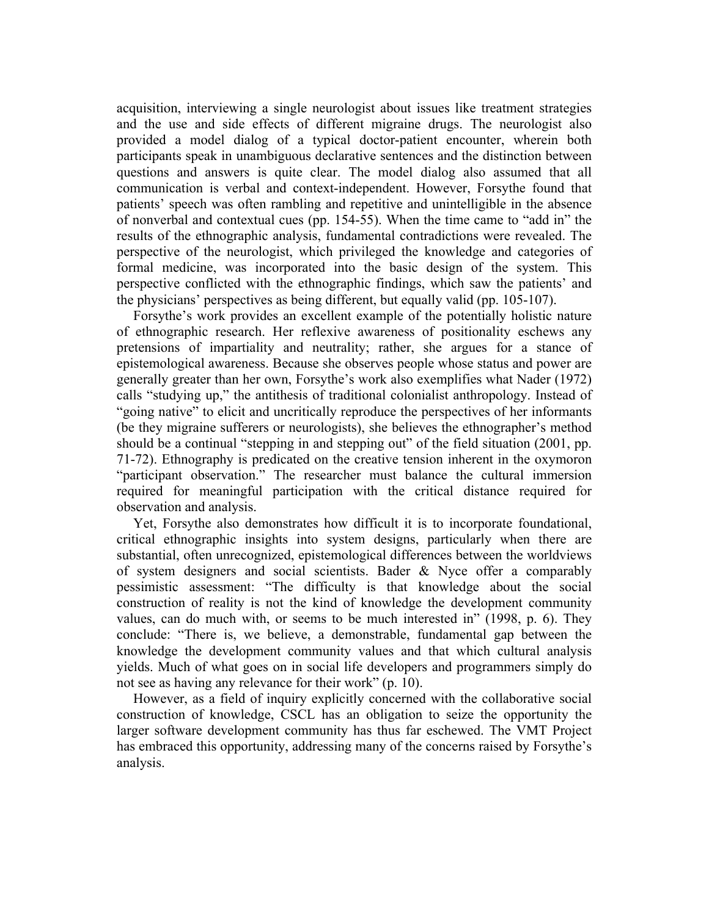acquisition, interviewing a single neurologist about issues like treatment strategies and the use and side effects of different migraine drugs. The neurologist also provided a model dialog of a typical doctor-patient encounter, wherein both participants speak in unambiguous declarative sentences and the distinction between questions and answers is quite clear. The model dialog also assumed that all communication is verbal and context-independent. However, Forsythe found that patients' speech was often rambling and repetitive and unintelligible in the absence of nonverbal and contextual cues (pp. 154-55). When the time came to "add in" the results of the ethnographic analysis, fundamental contradictions were revealed. The perspective of the neurologist, which privileged the knowledge and categories of formal medicine, was incorporated into the basic design of the system. This perspective conflicted with the ethnographic findings, which saw the patients' and the physicians' perspectives as being different, but equally valid (pp. 105-107).

Forsythe's work provides an excellent example of the potentially holistic nature of ethnographic research. Her reflexive awareness of positionality eschews any pretensions of impartiality and neutrality; rather, she argues for a stance of epistemological awareness. Because she observes people whose status and power are generally greater than her own, Forsythe's work also exemplifies what Nader (1972) calls "studying up," the antithesis of traditional colonialist anthropology. Instead of "going native" to elicit and uncritically reproduce the perspectives of her informants (be they migraine sufferers or neurologists), she believes the ethnographer's method should be a continual "stepping in and stepping out" of the field situation (2001, pp. 71-72). Ethnography is predicated on the creative tension inherent in the oxymoron "participant observation." The researcher must balance the cultural immersion required for meaningful participation with the critical distance required for observation and analysis.

Yet, Forsythe also demonstrates how difficult it is to incorporate foundational, critical ethnographic insights into system designs, particularly when there are substantial, often unrecognized, epistemological differences between the worldviews of system designers and social scientists. Bader & Nyce offer a comparably pessimistic assessment: "The difficulty is that knowledge about the social construction of reality is not the kind of knowledge the development community values, can do much with, or seems to be much interested in" (1998, p. 6). They conclude: "There is, we believe, a demonstrable, fundamental gap between the knowledge the development community values and that which cultural analysis yields. Much of what goes on in social life developers and programmers simply do not see as having any relevance for their work" (p. 10).

However, as a field of inquiry explicitly concerned with the collaborative social construction of knowledge, CSCL has an obligation to seize the opportunity the larger software development community has thus far eschewed. The VMT Project has embraced this opportunity, addressing many of the concerns raised by Forsythe's analysis.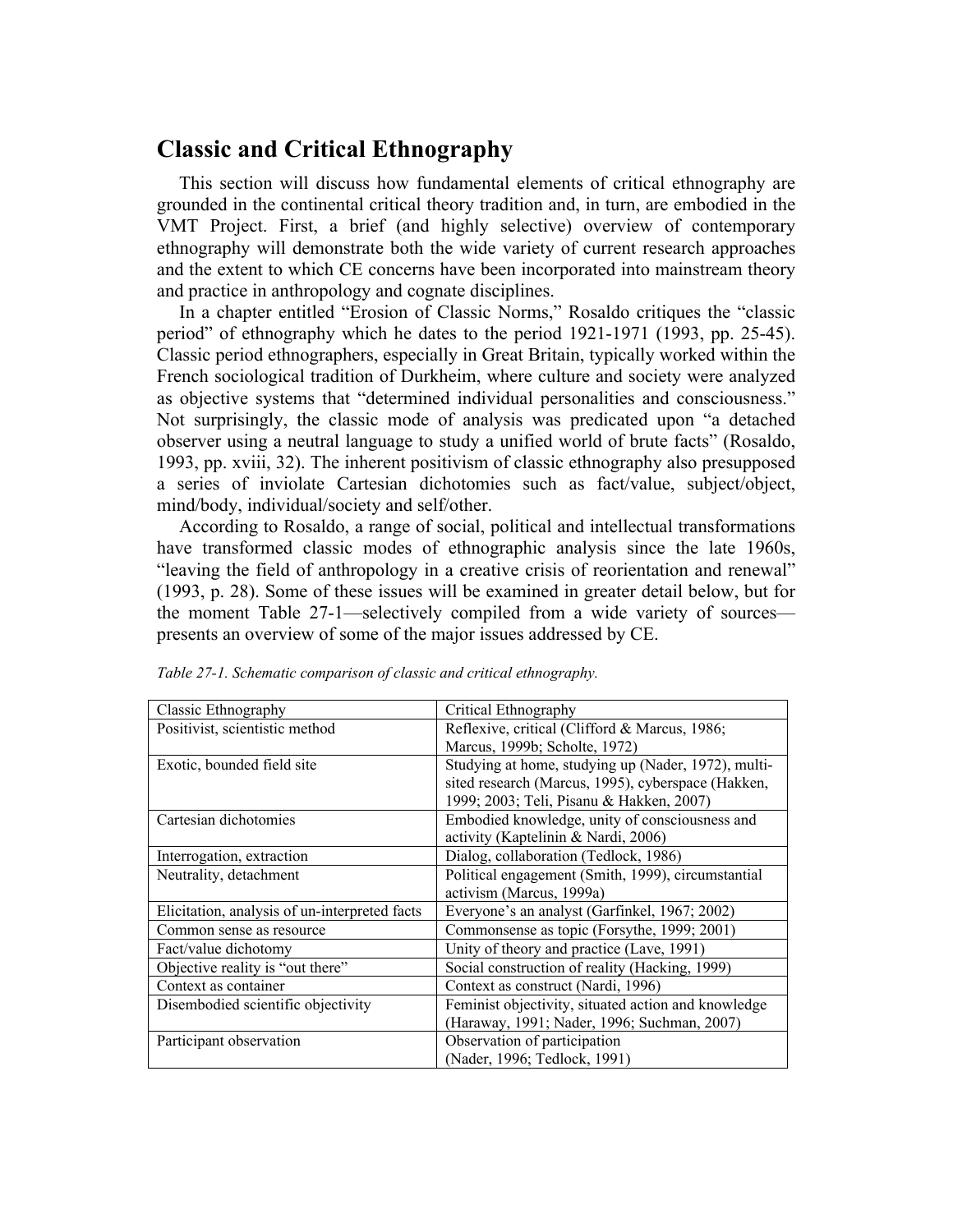## Classic and Critical Ethnography

This section will discuss how fundamental elements of critical ethnography are grounded in the continental critical theory tradition and, in turn, are embodied in the VMT Project. First, a brief (and highly selective) overview of contemporary ethnography will demonstrate both the wide variety of current research approaches and the extent to which CE concerns have been incorporated into mainstream theory and practice in anthropology and cognate disciplines.

In a chapter entitled "Erosion of Classic Norms," Rosaldo critiques the "classic period" of ethnography which he dates to the period 1921-1971 (1993, pp. 25-45). Classic period ethnographers, especially in Great Britain, typically worked within the French sociological tradition of Durkheim, where culture and society were analyzed as objective systems that "determined individual personalities and consciousness." Not surprisingly, the classic mode of analysis was predicated upon "a detached observer using a neutral language to study a unified world of brute facts" (Rosaldo, 1993, pp. xviii, 32). The inherent positivism of classic ethnography also presupposed a series of inviolate Cartesian dichotomies such as fact/value, subject/object, mind/body, individual/society and self/other.

According to Rosaldo, a range of social, political and intellectual transformations have transformed classic modes of ethnographic analysis since the late 1960s, "leaving the field of anthropology in a creative crisis of reorientation and renewal" (1993, p. 28). Some of these issues will be examined in greater detail below, but for the moment Table 27-1—selectively compiled from a wide variety of sources—presents an overview of some of the major issues addressed by CE.

*Table 27-1. Schematic comparison of classic and critical ethnography.*

| Classic Ethnography | Critical Ethnography |
|---|---|
| Positivist, scientistic method | Reflexive, critical (Clifford & Marcus, 1986; Marcus, 1999b; Scholte, 1972) |
| Exotic, bounded field site | Studying at home, studying up (Nader, 1972), multi-sited research (Marcus, 1995), cyberspace (Hakken, 1999; 2003; Teli, Pisanu & Hakken, 2007) |
| Cartesian dichotomies | Embodied knowledge, unity of consciousness and activity (Kaptelinin & Nardi, 2006) |
| Interrogation, extraction | Dialog, collaboration (Tedlock, 1986) |
| Neutrality, detachment | Political engagement (Smith, 1999), circumstantial activism (Marcus, 1999a) |
| Elicitation, analysis of un-interpreted facts | Everyone's an analyst (Garfinkel, 1967; 2002) |
| Common sense as resource | Commonsense as topic (Forsythe, 1999; 2001) |
| Fact/value dichotomy | Unity of theory and practice (Lave, 1991) |
| Objective reality is "out there" | Social construction of reality (Hacking, 1999) |
| Context as container | Context as construct (Nardi, 1996) |
| Disembodied scientific objectivity | Feminist objectivity, situated action and knowledge (Haraway, 1991; Nader, 1996; Suchman, 2007) |
| Participant observation | Observation of participation (Nader, 1996; Tedlock, 1991) |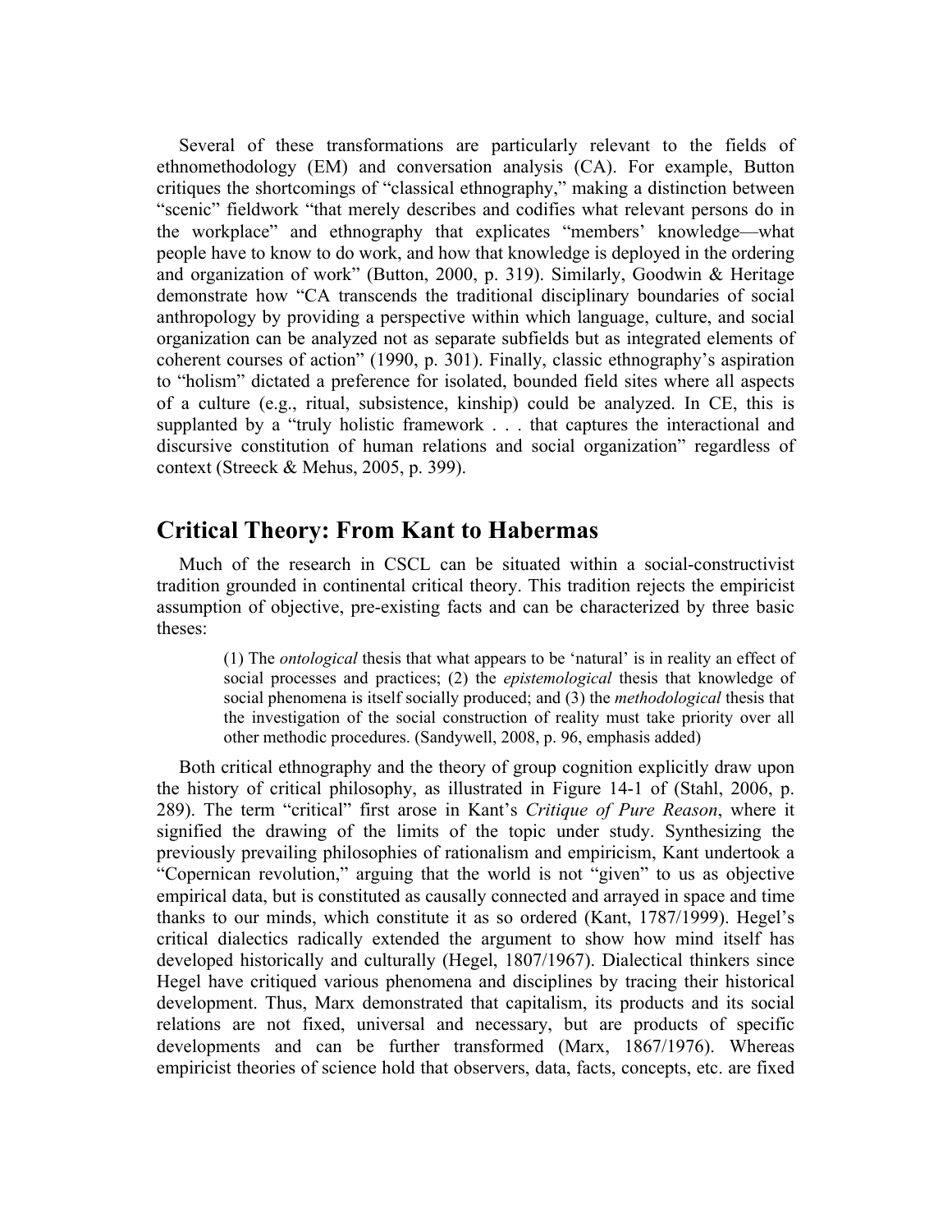Several of these transformations are particularly relevant to the fields of ethnomethodology (EM) and conversation analysis (CA). For example, Button critiques the shortcomings of "classical ethnography," making a distinction between "scenic" fieldwork "that merely describes and codifies what relevant persons do in the workplace" and ethnography that explicates "members' knowledge—what people have to know to do work, and how that knowledge is deployed in the ordering and organization of work" (Button, 2000, p. 319). Similarly, Goodwin & Heritage demonstrate how "CA transcends the traditional disciplinary boundaries of social anthropology by providing a perspective within which language, culture, and social organization can be analyzed not as separate subfields but as integrated elements of coherent courses of action" (1990, p. 301). Finally, classic ethnography's aspiration to "holism" dictated a preference for isolated, bounded field sites where all aspects of a culture (e.g., ritual, subsistence, kinship) could be analyzed. In CE, this is supplanted by a "truly holistic framework . . . that captures the interactional and discursive constitution of human relations and social organization" regardless of context (Streeck & Mehus, 2005, p. 399).

## Critical Theory: From Kant to Habermas

Much of the research in CSCL can be situated within a social-constructivist tradition grounded in continental critical theory. This tradition rejects the empiricist assumption of objective, pre-existing facts and can be characterized by three basic theses:

> (1) The *ontological* thesis that what appears to be 'natural' is in reality an effect of social processes and practices; (2) the *epistemological* thesis that knowledge of social phenomena is itself socially produced; and (3) the *methodological* thesis that the investigation of the social construction of reality must take priority over all other methodic procedures. (Sandywell, 2008, p. 96, emphasis added)

Both critical ethnography and the theory of group cognition explicitly draw upon the history of critical philosophy, as illustrated in Figure 14-1 of (Stahl, 2006, p. 289). The term "critical" first arose in Kant's *Critique of Pure Reason*, where it signified the drawing of the limits of the topic under study. Synthesizing the previously prevailing philosophies of rationalism and empiricism, Kant undertook a "Copernican revolution," arguing that the world is not "given" to us as objective empirical data, but is constituted as causally connected and arrayed in space and time thanks to our minds, which constitute it as so ordered (Kant, 1787/1999). Hegel's critical dialectics radically extended the argument to show how mind itself has developed historically and culturally (Hegel, 1807/1967). Dialectical thinkers since Hegel have critiqued various phenomena and disciplines by tracing their historical development. Thus, Marx demonstrated that capitalism, its products and its social relations are not fixed, universal and necessary, but are products of specific developments and can be further transformed (Marx, 1867/1976). Whereas empiricist theories of science hold that observers, data, facts, concepts, etc. are fixed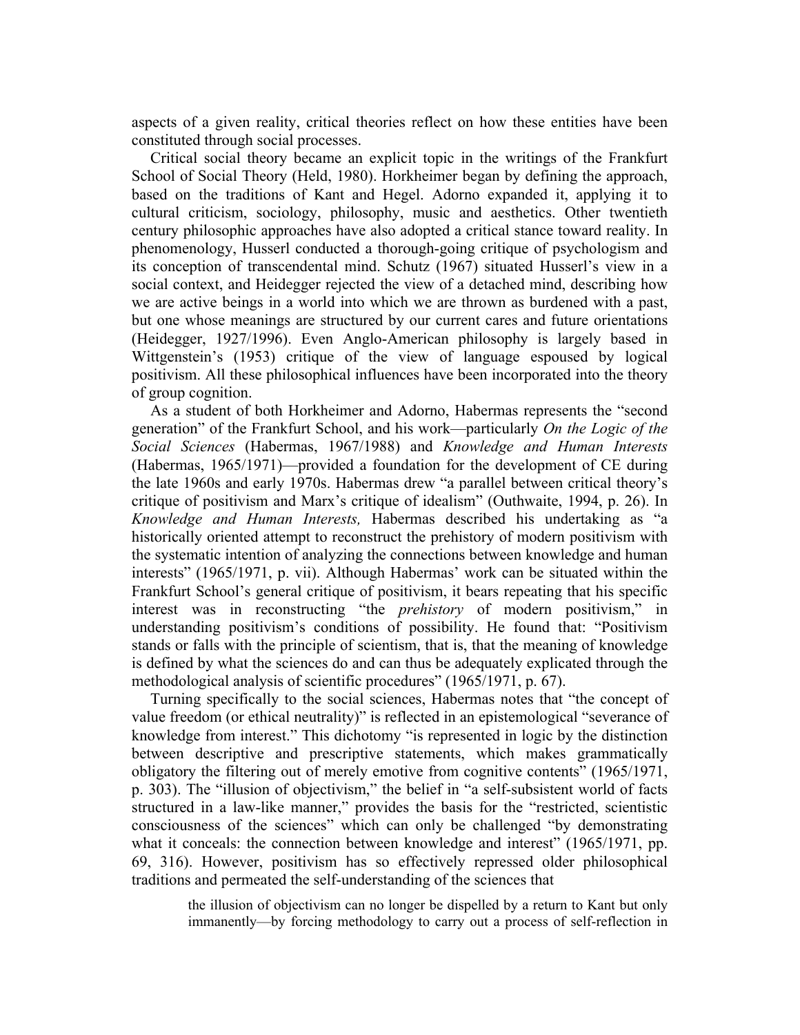aspects of a given reality, critical theories reflect on how these entities have been constituted through social processes.

Critical social theory became an explicit topic in the writings of the Frankfurt School of Social Theory (Held, 1980). Horkheimer began by defining the approach, based on the traditions of Kant and Hegel. Adorno expanded it, applying it to cultural criticism, sociology, philosophy, music and aesthetics. Other twentieth century philosophic approaches have also adopted a critical stance toward reality. In phenomenology, Husserl conducted a thorough-going critique of psychologism and its conception of transcendental mind. Schutz (1967) situated Husserl's view in a social context, and Heidegger rejected the view of a detached mind, describing how we are active beings in a world into which we are thrown as burdened with a past, but one whose meanings are structured by our current cares and future orientations (Heidegger, 1927/1996). Even Anglo-American philosophy is largely based in Wittgenstein's (1953) critique of the view of language espoused by logical positivism. All these philosophical influences have been incorporated into the theory of group cognition.

As a student of both Horkheimer and Adorno, Habermas represents the "second generation" of the Frankfurt School, and his work—particularly *On the Logic of the Social Sciences* (Habermas, 1967/1988) and *Knowledge and Human Interests* (Habermas, 1965/1971)—provided a foundation for the development of CE during the late 1960s and early 1970s. Habermas drew "a parallel between critical theory's critique of positivism and Marx's critique of idealism" (Outhwaite, 1994, p. 26). In *Knowledge and Human Interests,* Habermas described his undertaking as "a historically oriented attempt to reconstruct the prehistory of modern positivism with the systematic intention of analyzing the connections between knowledge and human interests" (1965/1971, p. vii). Although Habermas' work can be situated within the Frankfurt School's general critique of positivism, it bears repeating that his specific interest was in reconstructing "the *prehistory* of modern positivism," in understanding positivism's conditions of possibility. He found that: "Positivism stands or falls with the principle of scientism, that is, that the meaning of knowledge is defined by what the sciences do and can thus be adequately explicated through the methodological analysis of scientific procedures" (1965/1971, p. 67).

Turning specifically to the social sciences, Habermas notes that "the concept of value freedom (or ethical neutrality)" is reflected in an epistemological "severance of knowledge from interest." This dichotomy "is represented in logic by the distinction between descriptive and prescriptive statements, which makes grammatically obligatory the filtering out of merely emotive from cognitive contents" (1965/1971, p. 303). The "illusion of objectivism," the belief in "a self-subsistent world of facts structured in a law-like manner," provides the basis for the "restricted, scientistic consciousness of the sciences" which can only be challenged "by demonstrating what it conceals: the connection between knowledge and interest" (1965/1971, pp. 69, 316). However, positivism has so effectively repressed older philosophical traditions and permeated the self-understanding of the sciences that

> the illusion of objectivism can no longer be dispelled by a return to Kant but only immanently—by forcing methodology to carry out a process of self-reflection in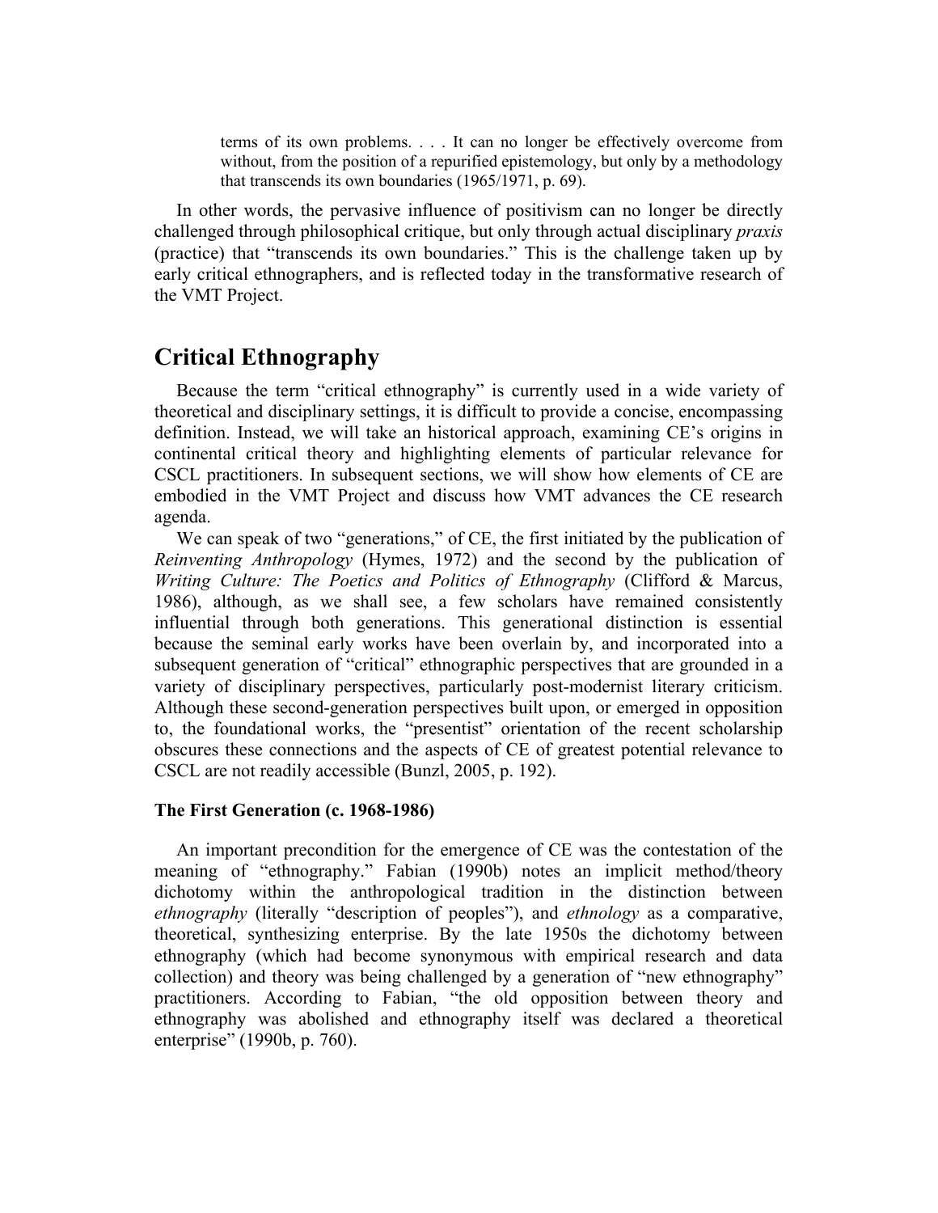> terms of its own problems. . . . It can no longer be effectively overcome from without, from the position of a repurified epistemology, but only by a methodology that transcends its own boundaries (1965/1971, p. 69).

In other words, the pervasive influence of positivism can no longer be directly challenged through philosophical critique, but only through actual disciplinary *praxis* (practice) that "transcends its own boundaries." This is the challenge taken up by early critical ethnographers, and is reflected today in the transformative research of the VMT Project.

## Critical Ethnography

Because the term "critical ethnography" is currently used in a wide variety of theoretical and disciplinary settings, it is difficult to provide a concise, encompassing definition. Instead, we will take an historical approach, examining CE's origins in continental critical theory and highlighting elements of particular relevance for CSCL practitioners. In subsequent sections, we will show how elements of CE are embodied in the VMT Project and discuss how VMT advances the CE research agenda.

We can speak of two "generations," of CE, the first initiated by the publication of *Reinventing Anthropology* (Hymes, 1972) and the second by the publication of *Writing Culture: The Poetics and Politics of Ethnography* (Clifford & Marcus, 1986), although, as we shall see, a few scholars have remained consistently influential through both generations. This generational distinction is essential because the seminal early works have been overlain by, and incorporated into a subsequent generation of "critical" ethnographic perspectives that are grounded in a variety of disciplinary perspectives, particularly post-modernist literary criticism. Although these second-generation perspectives built upon, or emerged in opposition to, the foundational works, the "presentist" orientation of the recent scholarship obscures these connections and the aspects of CE of greatest potential relevance to CSCL are not readily accessible (Bunzl, 2005, p. 192).

### The First Generation (c. 1968-1986)

An important precondition for the emergence of CE was the contestation of the meaning of "ethnography." Fabian (1990b) notes an implicit method/theory dichotomy within the anthropological tradition in the distinction between *ethnography* (literally "description of peoples"), and *ethnology* as a comparative, theoretical, synthesizing enterprise. By the late 1950s the dichotomy between ethnography (which had become synonymous with empirical research and data collection) and theory was being challenged by a generation of "new ethnography" practitioners. According to Fabian, "the old opposition between theory and ethnography was abolished and ethnography itself was declared a theoretical enterprise" (1990b, p. 760).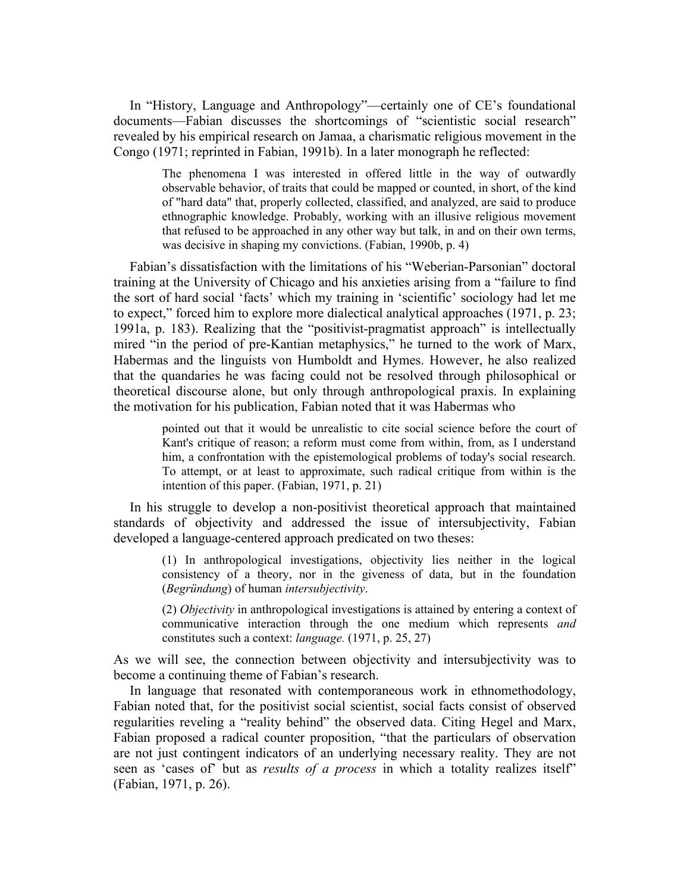In "History, Language and Anthropology"—certainly one of CE's foundational documents—Fabian discusses the shortcomings of "scientistic social research" revealed by his empirical research on Jamaa, a charismatic religious movement in the Congo (1971; reprinted in Fabian, 1991b). In a later monograph he reflected:

> The phenomena I was interested in offered little in the way of outwardly observable behavior, of traits that could be mapped or counted, in short, of the kind of "hard data" that, properly collected, classified, and analyzed, are said to produce ethnographic knowledge. Probably, working with an illusive religious movement that refused to be approached in any other way but talk, in and on their own terms, was decisive in shaping my convictions. (Fabian, 1990b, p. 4)

Fabian's dissatisfaction with the limitations of his "Weberian-Parsonian" doctoral training at the University of Chicago and his anxieties arising from a "failure to find the sort of hard social 'facts' which my training in 'scientific' sociology had let me to expect," forced him to explore more dialectical analytical approaches (1971, p. 23; 1991a, p. 183). Realizing that the "positivist-pragmatist approach" is intellectually mired "in the period of pre-Kantian metaphysics," he turned to the work of Marx, Habermas and the linguists von Humboldt and Hymes. However, he also realized that the quandaries he was facing could not be resolved through philosophical or theoretical discourse alone, but only through anthropological praxis. In explaining the motivation for his publication, Fabian noted that it was Habermas who

> pointed out that it would be unrealistic to cite social science before the court of Kant's critique of reason; a reform must come from within, from, as I understand him, a confrontation with the epistemological problems of today's social research. To attempt, or at least to approximate, such radical critique from within is the intention of this paper. (Fabian, 1971, p. 21)

In his struggle to develop a non-positivist theoretical approach that maintained standards of objectivity and addressed the issue of intersubjectivity, Fabian developed a language-centered approach predicated on two theses:

> (1) In anthropological investigations, objectivity lies neither in the logical consistency of a theory, nor in the giveness of data, but in the foundation (*Begründung*) of human *intersubjectivity*.
>
> (2) *Objectivity* in anthropological investigations is attained by entering a context of communicative interaction through the one medium which represents *and* constitutes such a context: *language.* (1971, p. 25, 27)

As we will see, the connection between objectivity and intersubjectivity was to become a continuing theme of Fabian's research.

In language that resonated with contemporaneous work in ethnomethodology, Fabian noted that, for the positivist social scientist, social facts consist of observed regularities reveling a "reality behind" the observed data. Citing Hegel and Marx, Fabian proposed a radical counter proposition, "that the particulars of observation are not just contingent indicators of an underlying necessary reality. They are not seen as 'cases of' but as *results of a process* in which a totality realizes itself" (Fabian, 1971, p. 26).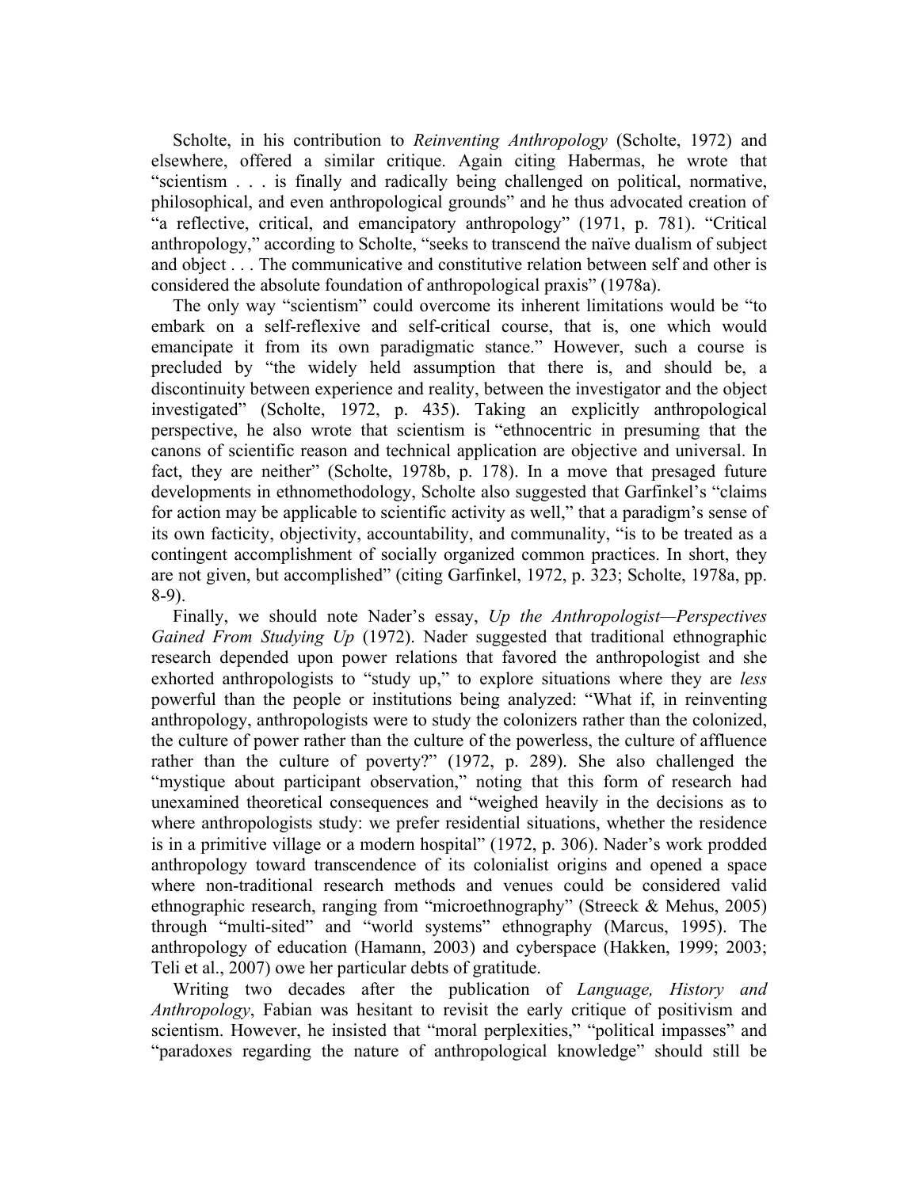Scholte, in his contribution to *Reinventing Anthropology* (Scholte, 1972) and elsewhere, offered a similar critique. Again citing Habermas, he wrote that "scientism . . . is finally and radically being challenged on political, normative, philosophical, and even anthropological grounds" and he thus advocated creation of "a reflective, critical, and emancipatory anthropology" (1971, p. 781). "Critical anthropology," according to Scholte, "seeks to transcend the naïve dualism of subject and object . . . The communicative and constitutive relation between self and other is considered the absolute foundation of anthropological praxis" (1978a).

The only way "scientism" could overcome its inherent limitations would be "to embark on a self-reflexive and self-critical course, that is, one which would emancipate it from its own paradigmatic stance." However, such a course is precluded by "the widely held assumption that there is, and should be, a discontinuity between experience and reality, between the investigator and the object investigated" (Scholte, 1972, p. 435). Taking an explicitly anthropological perspective, he also wrote that scientism is "ethnocentric in presuming that the canons of scientific reason and technical application are objective and universal. In fact, they are neither" (Scholte, 1978b, p. 178). In a move that presaged future developments in ethnomethodology, Scholte also suggested that Garfinkel's "claims for action may be applicable to scientific activity as well," that a paradigm's sense of its own facticity, objectivity, accountability, and communality, "is to be treated as a contingent accomplishment of socially organized common practices. In short, they are not given, but accomplished" (citing Garfinkel, 1972, p. 323; Scholte, 1978a, pp. 8-9).

Finally, we should note Nader's essay, *Up the Anthropologist—Perspectives Gained From Studying Up* (1972). Nader suggested that traditional ethnographic research depended upon power relations that favored the anthropologist and she exhorted anthropologists to "study up," to explore situations where they are *less* powerful than the people or institutions being analyzed: "What if, in reinventing anthropology, anthropologists were to study the colonizers rather than the colonized, the culture of power rather than the culture of the powerless, the culture of affluence rather than the culture of poverty?" (1972, p. 289). She also challenged the "mystique about participant observation," noting that this form of research had unexamined theoretical consequences and "weighed heavily in the decisions as to where anthropologists study: we prefer residential situations, whether the residence is in a primitive village or a modern hospital" (1972, p. 306). Nader's work prodded anthropology toward transcendence of its colonialist origins and opened a space where non-traditional research methods and venues could be considered valid ethnographic research, ranging from "microethnography" (Streeck & Mehus, 2005) through "multi-sited" and "world systems" ethnography (Marcus, 1995). The anthropology of education (Hamann, 2003) and cyberspace (Hakken, 1999; 2003; Teli et al., 2007) owe her particular debts of gratitude.

Writing two decades after the publication of *Language, History and Anthropology*, Fabian was hesitant to revisit the early critique of positivism and scientism. However, he insisted that "moral perplexities," "political impasses" and "paradoxes regarding the nature of anthropological knowledge" should still be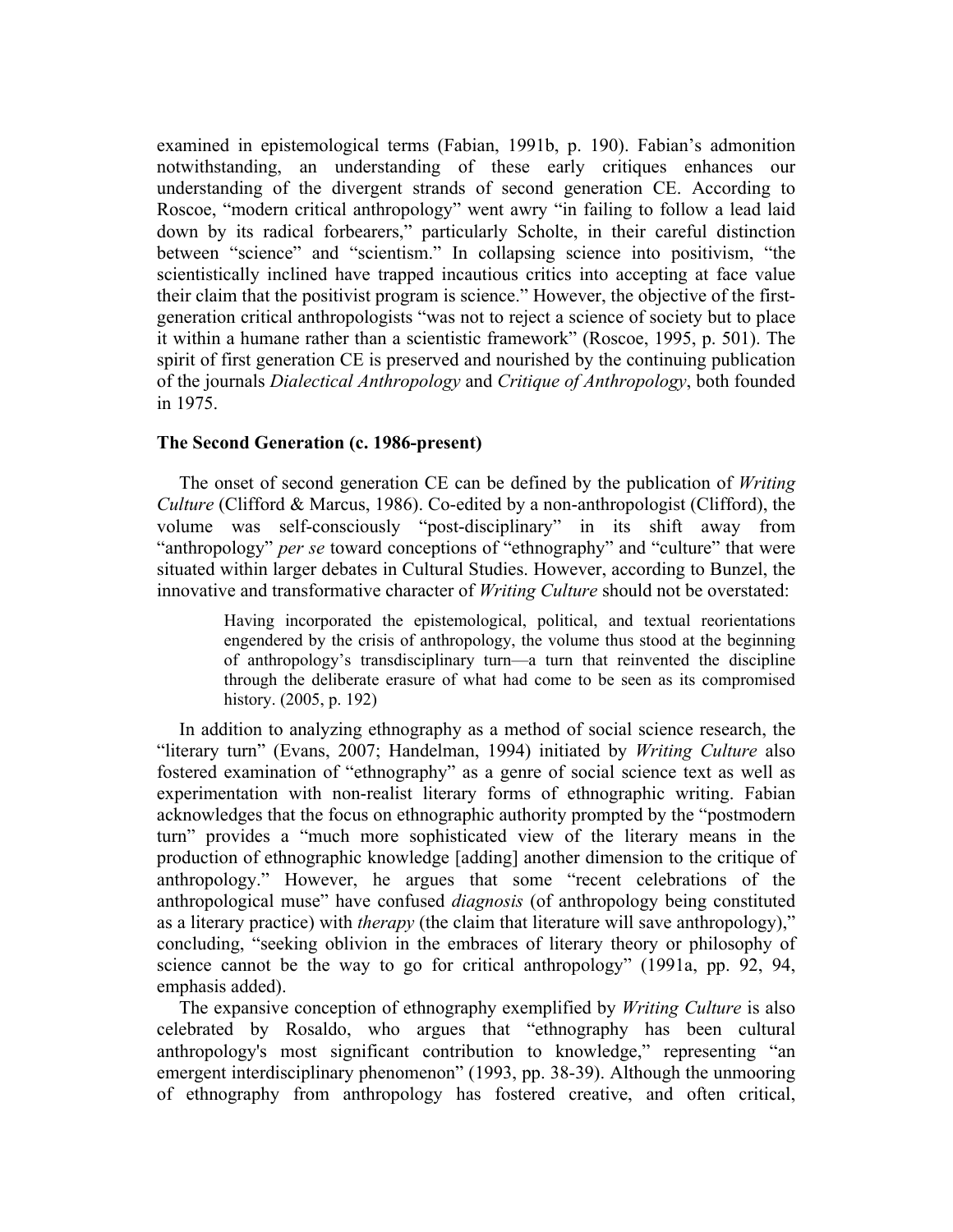examined in epistemological terms (Fabian, 1991b, p. 190). Fabian's admonition notwithstanding, an understanding of these early critiques enhances our understanding of the divergent strands of second generation CE. According to Roscoe, "modern critical anthropology" went awry "in failing to follow a lead laid down by its radical forbearers," particularly Scholte, in their careful distinction between "science" and "scientism." In collapsing science into positivism, "the scientistically inclined have trapped incautious critics into accepting at face value their claim that the positivist program is science." However, the objective of the first-generation critical anthropologists "was not to reject a science of society but to place it within a humane rather than a scientistic framework" (Roscoe, 1995, p. 501). The spirit of first generation CE is preserved and nourished by the continuing publication of the journals *Dialectical Anthropology* and *Critique of Anthropology*, both founded in 1975.

### The Second Generation (c. 1986-present)

The onset of second generation CE can be defined by the publication of *Writing Culture* (Clifford & Marcus, 1986). Co-edited by a non-anthropologist (Clifford), the volume was self-consciously "post-disciplinary" in its shift away from "anthropology" *per se* toward conceptions of "ethnography" and "culture" that were situated within larger debates in Cultural Studies. However, according to Bunzel, the innovative and transformative character of *Writing Culture* should not be overstated:

> Having incorporated the epistemological, political, and textual reorientations engendered by the crisis of anthropology, the volume thus stood at the beginning of anthropology's transdisciplinary turn—a turn that reinvented the discipline through the deliberate erasure of what had come to be seen as its compromised history. (2005, p. 192)

In addition to analyzing ethnography as a method of social science research, the "literary turn" (Evans, 2007; Handelman, 1994) initiated by *Writing Culture* also fostered examination of "ethnography" as a genre of social science text as well as experimentation with non-realist literary forms of ethnographic writing. Fabian acknowledges that the focus on ethnographic authority prompted by the "postmodern turn" provides a "much more sophisticated view of the literary means in the production of ethnographic knowledge [adding] another dimension to the critique of anthropology." However, he argues that some "recent celebrations of the anthropological muse" have confused *diagnosis* (of anthropology being constituted as a literary practice) with *therapy* (the claim that literature will save anthropology)," concluding, "seeking oblivion in the embraces of literary theory or philosophy of science cannot be the way to go for critical anthropology" (1991a, pp. 92, 94, emphasis added).

The expansive conception of ethnography exemplified by *Writing Culture* is also celebrated by Rosaldo, who argues that "ethnography has been cultural anthropology's most significant contribution to knowledge," representing "an emergent interdisciplinary phenomenon" (1993, pp. 38-39). Although the unmooring of ethnography from anthropology has fostered creative, and often critical,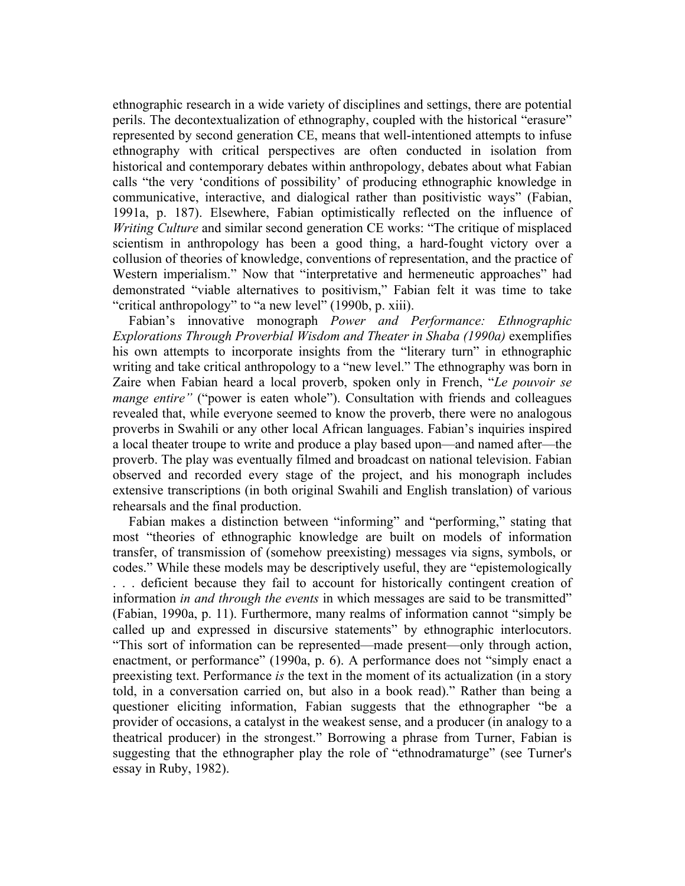ethnographic research in a wide variety of disciplines and settings, there are potential perils. The decontextualization of ethnography, coupled with the historical "erasure" represented by second generation CE, means that well-intentioned attempts to infuse ethnography with critical perspectives are often conducted in isolation from historical and contemporary debates within anthropology, debates about what Fabian calls "the very 'conditions of possibility' of producing ethnographic knowledge in communicative, interactive, and dialogical rather than positivistic ways" (Fabian, 1991a, p. 187). Elsewhere, Fabian optimistically reflected on the influence of *Writing Culture* and similar second generation CE works: "The critique of misplaced scientism in anthropology has been a good thing, a hard-fought victory over a collusion of theories of knowledge, conventions of representation, and the practice of Western imperialism." Now that "interpretative and hermeneutic approaches" had demonstrated "viable alternatives to positivism," Fabian felt it was time to take "critical anthropology" to "a new level" (1990b, p. xiii).

Fabian's innovative monograph *Power and Performance: Ethnographic Explorations Through Proverbial Wisdom and Theater in Shaba (1990a)* exemplifies his own attempts to incorporate insights from the "literary turn" in ethnographic writing and take critical anthropology to a "new level." The ethnography was born in Zaire when Fabian heard a local proverb, spoken only in French, "*Le pouvoir se mange entire"* ("power is eaten whole"). Consultation with friends and colleagues revealed that, while everyone seemed to know the proverb, there were no analogous proverbs in Swahili or any other local African languages. Fabian's inquiries inspired a local theater troupe to write and produce a play based upon—and named after—the proverb. The play was eventually filmed and broadcast on national television. Fabian observed and recorded every stage of the project, and his monograph includes extensive transcriptions (in both original Swahili and English translation) of various rehearsals and the final production.

Fabian makes a distinction between "informing" and "performing," stating that most "theories of ethnographic knowledge are built on models of information transfer, of transmission of (somehow preexisting) messages via signs, symbols, or codes." While these models may be descriptively useful, they are "epistemologically . . . deficient because they fail to account for historically contingent creation of information *in and through the events* in which messages are said to be transmitted" (Fabian, 1990a, p. 11). Furthermore, many realms of information cannot "simply be called up and expressed in discursive statements" by ethnographic interlocutors. "This sort of information can be represented—made present—only through action, enactment, or performance" (1990a, p. 6). A performance does not "simply enact a preexisting text. Performance *is* the text in the moment of its actualization (in a story told, in a conversation carried on, but also in a book read)." Rather than being a questioner eliciting information, Fabian suggests that the ethnographer "be a provider of occasions, a catalyst in the weakest sense, and a producer (in analogy to a theatrical producer) in the strongest." Borrowing a phrase from Turner, Fabian is suggesting that the ethnographer play the role of "ethnodramaturge" (see Turner's essay in Ruby, 1982).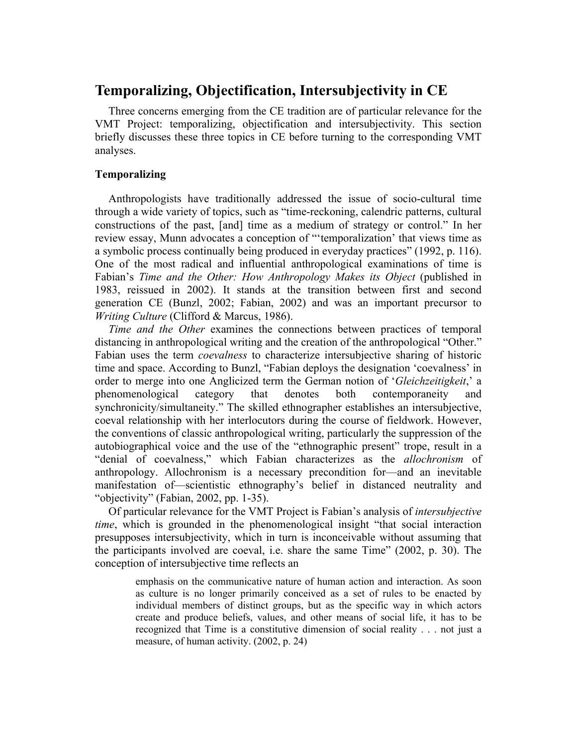## Temporalizing, Objectification, Intersubjectivity in CE

Three concerns emerging from the CE tradition are of particular relevance for the VMT Project: temporalizing, objectification and intersubjectivity. This section briefly discusses these three topics in CE before turning to the corresponding VMT analyses.

### Temporalizing

Anthropologists have traditionally addressed the issue of socio-cultural time through a wide variety of topics, such as "time-reckoning, calendric patterns, cultural constructions of the past, [and] time as a medium of strategy or control." In her review essay, Munn advocates a conception of "'temporalization' that views time as a symbolic process continually being produced in everyday practices" (1992, p. 116). One of the most radical and influential anthropological examinations of time is Fabian's *Time and the Other: How Anthropology Makes its Object* (published in 1983, reissued in 2002). It stands at the transition between first and second generation CE (Bunzl, 2002; Fabian, 2002) and was an important precursor to *Writing Culture* (Clifford & Marcus, 1986).

*Time and the Other* examines the connections between practices of temporal distancing in anthropological writing and the creation of the anthropological "Other." Fabian uses the term *coevalness* to characterize intersubjective sharing of historic time and space. According to Bunzl, "Fabian deploys the designation 'coevalness' in order to merge into one Anglicized term the German notion of '*Gleichzeitigkeit*,' a phenomenological category that denotes both contemporaneity and synchronicity/simultaneity." The skilled ethnographer establishes an intersubjective, coeval relationship with her interlocutors during the course of fieldwork. However, the conventions of classic anthropological writing, particularly the suppression of the autobiographical voice and the use of the "ethnographic present" trope, result in a "denial of coevalness," which Fabian characterizes as the *allochronism* of anthropology. Allochronism is a necessary precondition for—and an inevitable manifestation of—scientistic ethnography's belief in distanced neutrality and "objectivity" (Fabian, 2002, pp. 1-35).

Of particular relevance for the VMT Project is Fabian's analysis of *intersubjective time*, which is grounded in the phenomenological insight "that social interaction presupposes intersubjectivity, which in turn is inconceivable without assuming that the participants involved are coeval, i.e. share the same Time" (2002, p. 30). The conception of intersubjective time reflects an

> emphasis on the communicative nature of human action and interaction. As soon as culture is no longer primarily conceived as a set of rules to be enacted by individual members of distinct groups, but as the specific way in which actors create and produce beliefs, values, and other means of social life, it has to be recognized that Time is a constitutive dimension of social reality . . . not just a measure, of human activity. (2002, p. 24)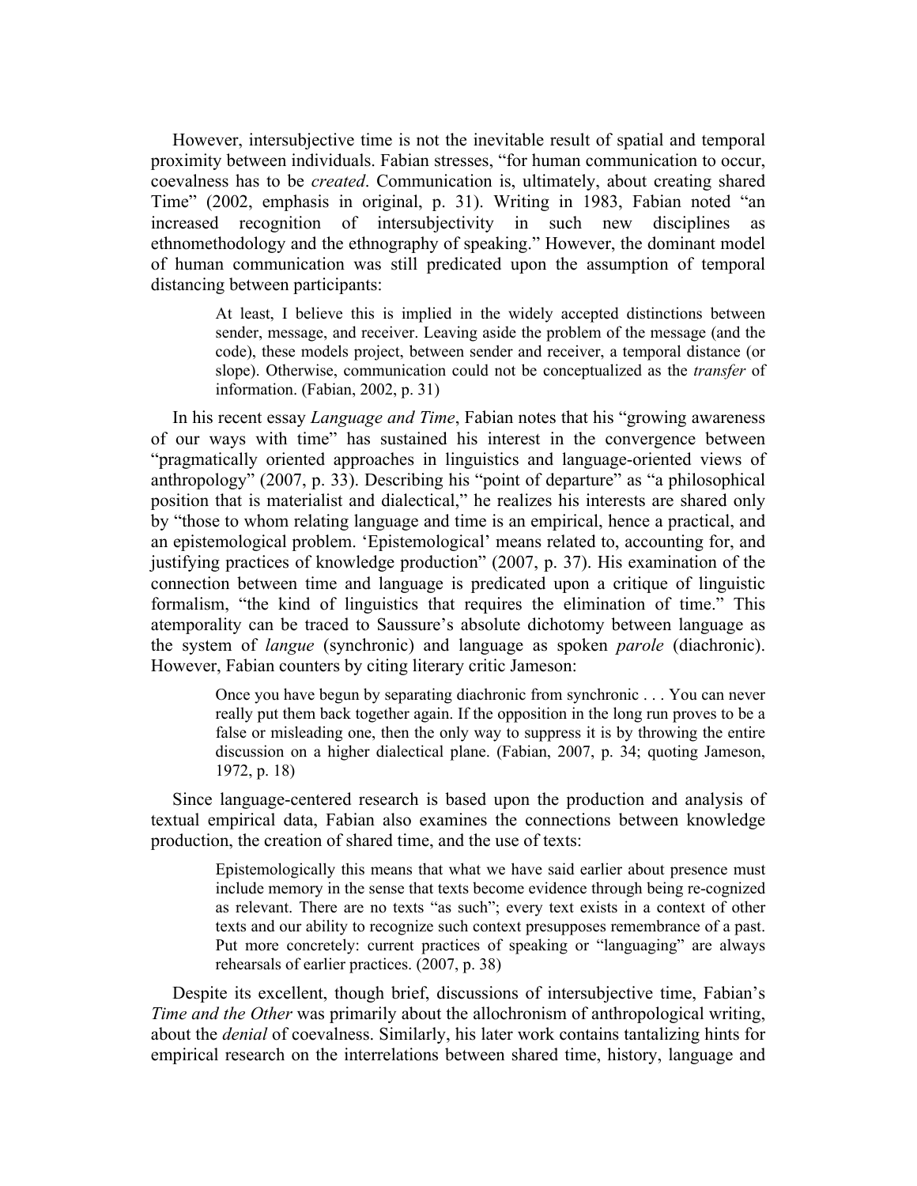However, intersubjective time is not the inevitable result of spatial and temporal proximity between individuals. Fabian stresses, "for human communication to occur, coevalness has to be *created*. Communication is, ultimately, about creating shared Time" (2002, emphasis in original, p. 31). Writing in 1983, Fabian noted "an increased recognition of intersubjectivity in such new disciplines as ethnomethodology and the ethnography of speaking." However, the dominant model of human communication was still predicated upon the assumption of temporal distancing between participants:

> At least, I believe this is implied in the widely accepted distinctions between sender, message, and receiver. Leaving aside the problem of the message (and the code), these models project, between sender and receiver, a temporal distance (or slope). Otherwise, communication could not be conceptualized as the *transfer* of information. (Fabian, 2002, p. 31)

In his recent essay *Language and Time*, Fabian notes that his "growing awareness of our ways with time" has sustained his interest in the convergence between "pragmatically oriented approaches in linguistics and language-oriented views of anthropology" (2007, p. 33). Describing his "point of departure" as "a philosophical position that is materialist and dialectical," he realizes his interests are shared only by "those to whom relating language and time is an empirical, hence a practical, and an epistemological problem. 'Epistemological' means related to, accounting for, and justifying practices of knowledge production" (2007, p. 37). His examination of the connection between time and language is predicated upon a critique of linguistic formalism, "the kind of linguistics that requires the elimination of time." This atemporality can be traced to Saussure's absolute dichotomy between language as the system of *langue* (synchronic) and language as spoken *parole* (diachronic). However, Fabian counters by citing literary critic Jameson:

> Once you have begun by separating diachronic from synchronic . . . You can never really put them back together again. If the opposition in the long run proves to be a false or misleading one, then the only way to suppress it is by throwing the entire discussion on a higher dialectical plane. (Fabian, 2007, p. 34; quoting Jameson, 1972, p. 18)

Since language-centered research is based upon the production and analysis of textual empirical data, Fabian also examines the connections between knowledge production, the creation of shared time, and the use of texts:

> Epistemologically this means that what we have said earlier about presence must include memory in the sense that texts become evidence through being re-cognized as relevant. There are no texts "as such"; every text exists in a context of other texts and our ability to recognize such context presupposes remembrance of a past. Put more concretely: current practices of speaking or "languaging" are always rehearsals of earlier practices. (2007, p. 38)

Despite its excellent, though brief, discussions of intersubjective time, Fabian's *Time and the Other* was primarily about the allochronism of anthropological writing, about the *denial* of coevalness. Similarly, his later work contains tantalizing hints for empirical research on the interrelations between shared time, history, language and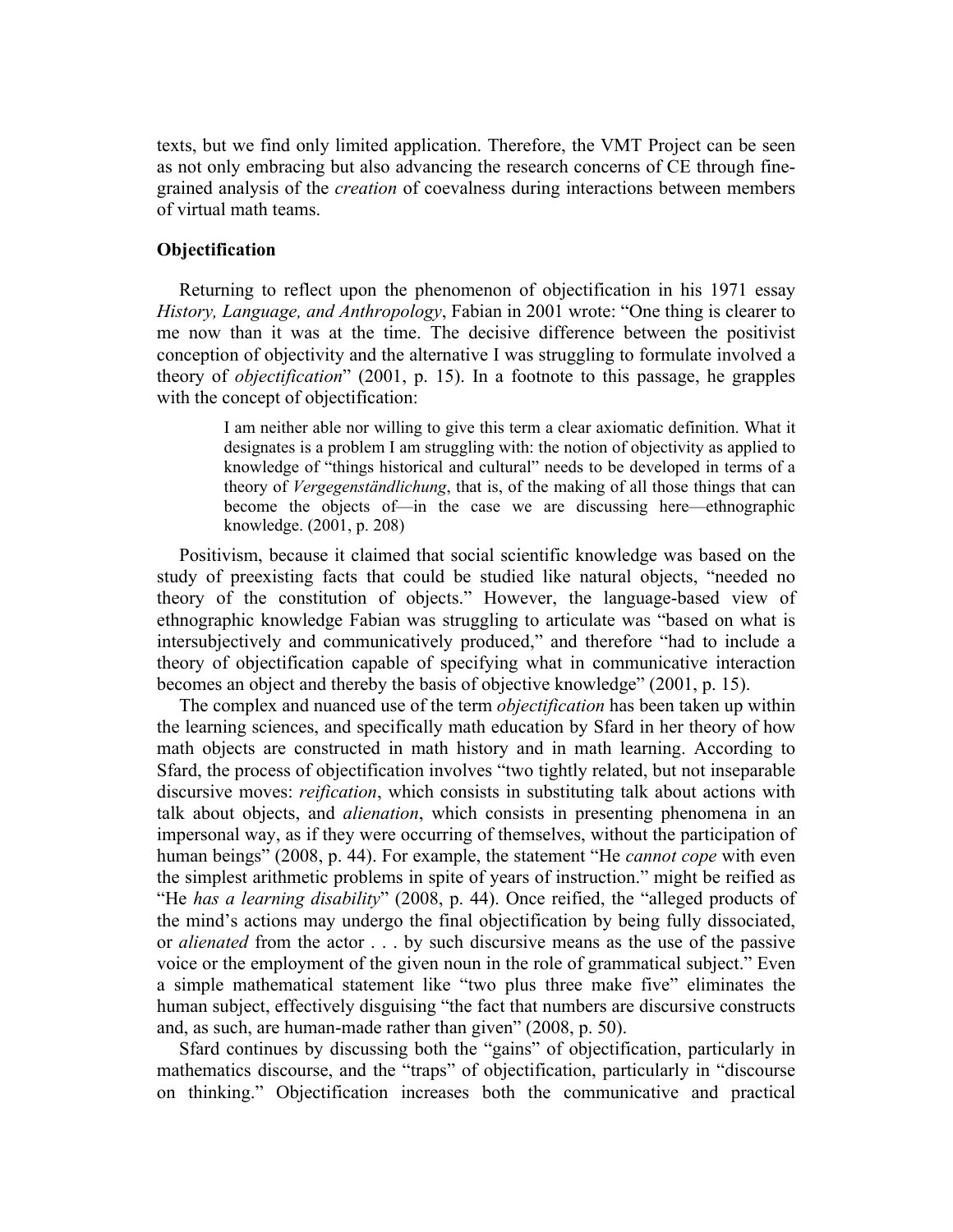texts, but we find only limited application. Therefore, the VMT Project can be seen as not only embracing but also advancing the research concerns of CE through fine-grained analysis of the *creation* of coevalness during interactions between members of virtual math teams.

### Objectification

Returning to reflect upon the phenomenon of objectification in his 1971 essay *History, Language, and Anthropology*, Fabian in 2001 wrote: "One thing is clearer to me now than it was at the time. The decisive difference between the positivist conception of objectivity and the alternative I was struggling to formulate involved a theory of *objectification*" (2001, p. 15). In a footnote to this passage, he grapples with the concept of objectification:

> I am neither able nor willing to give this term a clear axiomatic definition. What it designates is a problem I am struggling with: the notion of objectivity as applied to knowledge of "things historical and cultural" needs to be developed in terms of a theory of *Vergegenständlichung*, that is, of the making of all those things that can become the objects of—in the case we are discussing here—ethnographic knowledge. (2001, p. 208)

Positivism, because it claimed that social scientific knowledge was based on the study of preexisting facts that could be studied like natural objects, "needed no theory of the constitution of objects." However, the language-based view of ethnographic knowledge Fabian was struggling to articulate was "based on what is intersubjectively and communicatively produced," and therefore "had to include a theory of objectification capable of specifying what in communicative interaction becomes an object and thereby the basis of objective knowledge" (2001, p. 15).

The complex and nuanced use of the term *objectification* has been taken up within the learning sciences, and specifically math education by Sfard in her theory of how math objects are constructed in math history and in math learning. According to Sfard, the process of objectification involves "two tightly related, but not inseparable discursive moves: *reification*, which consists in substituting talk about actions with talk about objects, and *alienation*, which consists in presenting phenomena in an impersonal way, as if they were occurring of themselves, without the participation of human beings" (2008, p. 44). For example, the statement "He *cannot cope* with even the simplest arithmetic problems in spite of years of instruction." might be reified as "He *has a learning disability*" (2008, p. 44). Once reified, the "alleged products of the mind's actions may undergo the final objectification by being fully dissociated, or *alienated* from the actor . . . by such discursive means as the use of the passive voice or the employment of the given noun in the role of grammatical subject." Even a simple mathematical statement like "two plus three make five" eliminates the human subject, effectively disguising "the fact that numbers are discursive constructs and, as such, are human-made rather than given" (2008, p. 50).

Sfard continues by discussing both the "gains" of objectification, particularly in mathematics discourse, and the "traps" of objectification, particularly in "discourse on thinking." Objectification increases both the communicative and practical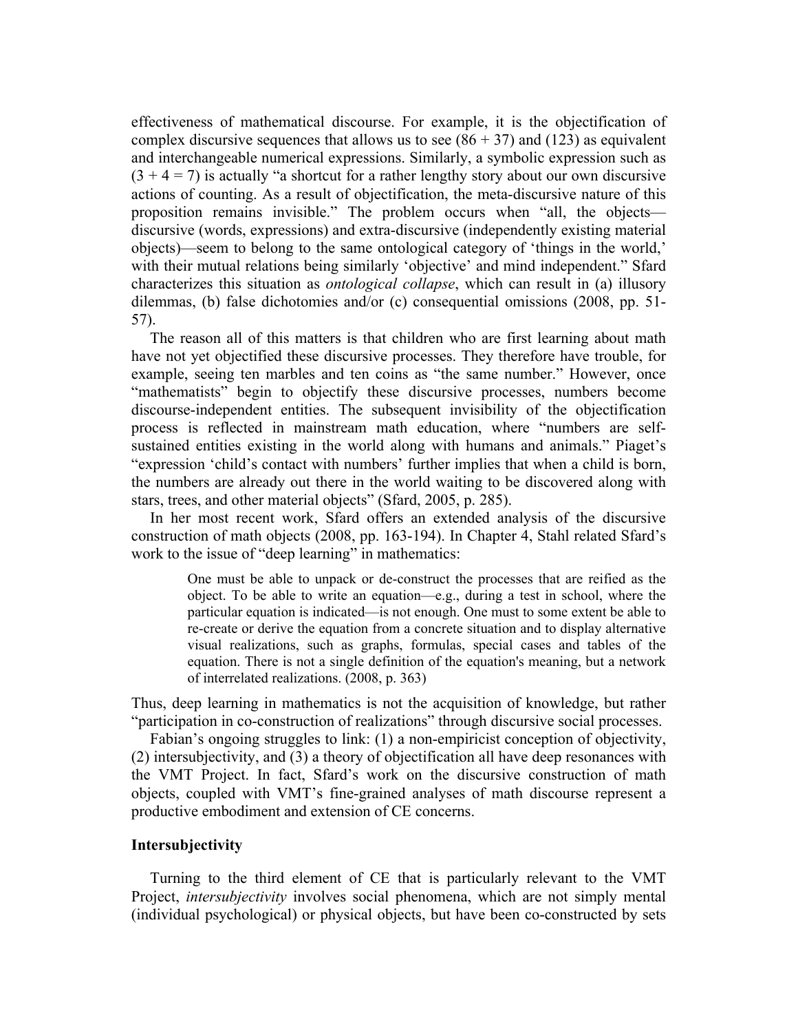effectiveness of mathematical discourse. For example, it is the objectification of complex discursive sequences that allows us to see (86 + 37) and (123) as equivalent and interchangeable numerical expressions. Similarly, a symbolic expression such as (3 + 4 = 7) is actually "a shortcut for a rather lengthy story about our own discursive actions of counting. As a result of objectification, the meta-discursive nature of this proposition remains invisible." The problem occurs when "all, the objects—discursive (words, expressions) and extra-discursive (independently existing material objects)—seem to belong to the same ontological category of 'things in the world,' with their mutual relations being similarly 'objective' and mind independent." Sfard characterizes this situation as *ontological collapse*, which can result in (a) illusory dilemmas, (b) false dichotomies and/or (c) consequential omissions (2008, pp. 51-57).

The reason all of this matters is that children who are first learning about math have not yet objectified these discursive processes. They therefore have trouble, for example, seeing ten marbles and ten coins as "the same number." However, once "mathematists" begin to objectify these discursive processes, numbers become discourse-independent entities. The subsequent invisibility of the objectification process is reflected in mainstream math education, where "numbers are self-sustained entities existing in the world along with humans and animals." Piaget's "expression 'child's contact with numbers' further implies that when a child is born, the numbers are already out there in the world waiting to be discovered along with stars, trees, and other material objects" (Sfard, 2005, p. 285).

In her most recent work, Sfard offers an extended analysis of the discursive construction of math objects (2008, pp. 163-194). In Chapter 4, Stahl related Sfard's work to the issue of "deep learning" in mathematics:

> One must be able to unpack or de-construct the processes that are reified as the object. To be able to write an equation—e.g., during a test in school, where the particular equation is indicated—is not enough. One must to some extent be able to re-create or derive the equation from a concrete situation and to display alternative visual realizations, such as graphs, formulas, special cases and tables of the equation. There is not a single definition of the equation's meaning, but a network of interrelated realizations. (2008, p. 363)

Thus, deep learning in mathematics is not the acquisition of knowledge, but rather "participation in co-construction of realizations" through discursive social processes.

Fabian's ongoing struggles to link: (1) a non-empiricist conception of objectivity, (2) intersubjectivity, and (3) a theory of objectification all have deep resonances with the VMT Project. In fact, Sfard's work on the discursive construction of math objects, coupled with VMT's fine-grained analyses of math discourse represent a productive embodiment and extension of CE concerns.

**Intersubjectivity**

Turning to the third element of CE that is particularly relevant to the VMT Project, *intersubjectivity* involves social phenomena, which are not simply mental (individual psychological) or physical objects, but have been co-constructed by sets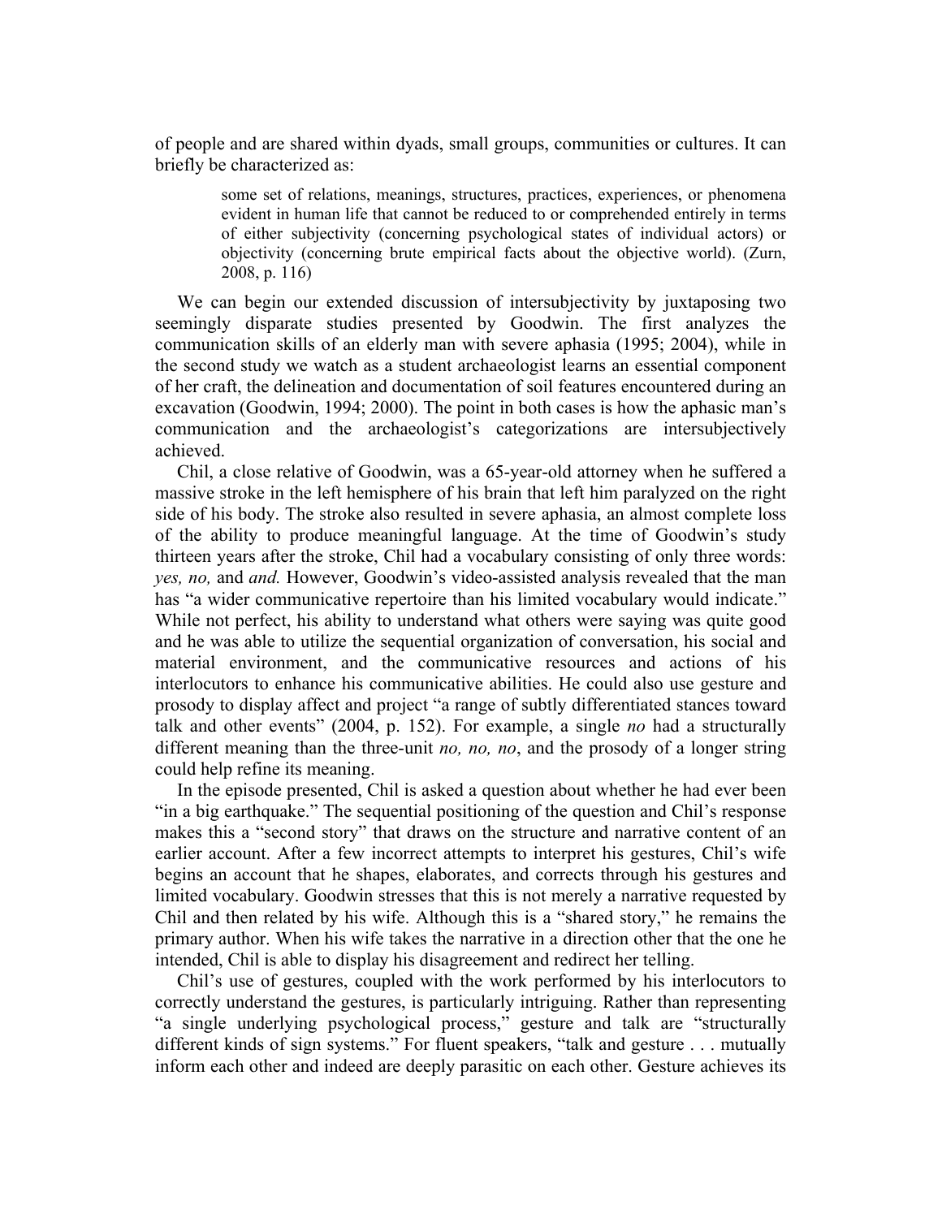of people and are shared within dyads, small groups, communities or cultures. It can briefly be characterized as:

> some set of relations, meanings, structures, practices, experiences, or phenomena evident in human life that cannot be reduced to or comprehended entirely in terms of either subjectivity (concerning psychological states of individual actors) or objectivity (concerning brute empirical facts about the objective world). (Zurn, 2008, p. 116)

We can begin our extended discussion of intersubjectivity by juxtaposing two seemingly disparate studies presented by Goodwin. The first analyzes the communication skills of an elderly man with severe aphasia (1995; 2004), while in the second study we watch as a student archaeologist learns an essential component of her craft, the delineation and documentation of soil features encountered during an excavation (Goodwin, 1994; 2000). The point in both cases is how the aphasic man's communication and the archaeologist's categorizations are intersubjectively achieved.

Chil, a close relative of Goodwin, was a 65-year-old attorney when he suffered a massive stroke in the left hemisphere of his brain that left him paralyzed on the right side of his body. The stroke also resulted in severe aphasia, an almost complete loss of the ability to produce meaningful language. At the time of Goodwin's study thirteen years after the stroke, Chil had a vocabulary consisting of only three words: *yes, no,* and *and.* However, Goodwin's video-assisted analysis revealed that the man has "a wider communicative repertoire than his limited vocabulary would indicate." While not perfect, his ability to understand what others were saying was quite good and he was able to utilize the sequential organization of conversation, his social and material environment, and the communicative resources and actions of his interlocutors to enhance his communicative abilities. He could also use gesture and prosody to display affect and project "a range of subtly differentiated stances toward talk and other events" (2004, p. 152). For example, a single *no* had a structurally different meaning than the three-unit *no, no, no*, and the prosody of a longer string could help refine its meaning.

In the episode presented, Chil is asked a question about whether he had ever been "in a big earthquake." The sequential positioning of the question and Chil's response makes this a "second story" that draws on the structure and narrative content of an earlier account. After a few incorrect attempts to interpret his gestures, Chil's wife begins an account that he shapes, elaborates, and corrects through his gestures and limited vocabulary. Goodwin stresses that this is not merely a narrative requested by Chil and then related by his wife. Although this is a "shared story," he remains the primary author. When his wife takes the narrative in a direction other that the one he intended, Chil is able to display his disagreement and redirect her telling.

Chil's use of gestures, coupled with the work performed by his interlocutors to correctly understand the gestures, is particularly intriguing. Rather than representing "a single underlying psychological process," gesture and talk are "structurally different kinds of sign systems." For fluent speakers, "talk and gesture . . . mutually inform each other and indeed are deeply parasitic on each other. Gesture achieves its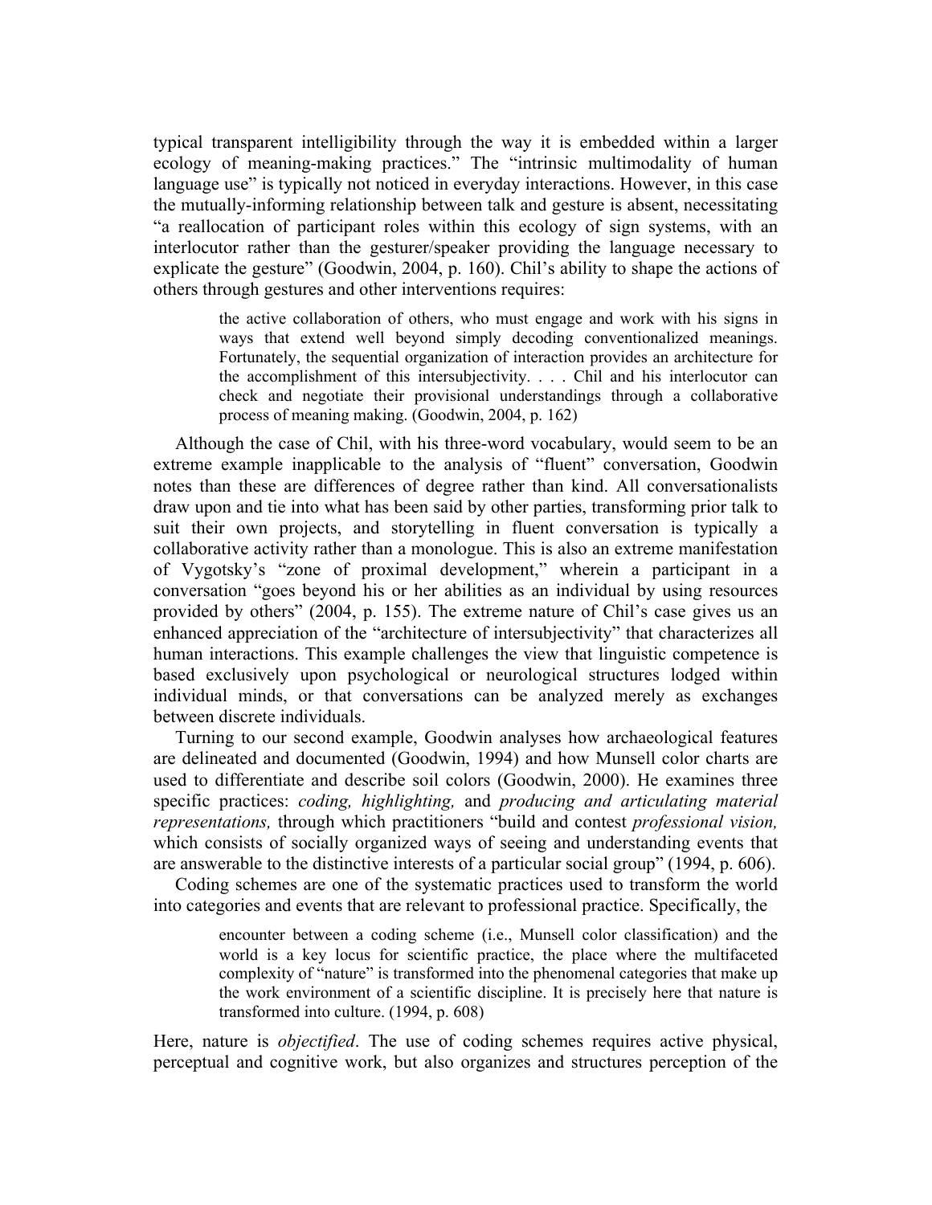typical transparent intelligibility through the way it is embedded within a larger ecology of meaning-making practices." The "intrinsic multimodality of human language use" is typically not noticed in everyday interactions. However, in this case the mutually-informing relationship between talk and gesture is absent, necessitating "a reallocation of participant roles within this ecology of sign systems, with an interlocutor rather than the gesturer/speaker providing the language necessary to explicate the gesture" (Goodwin, 2004, p. 160). Chil's ability to shape the actions of others through gestures and other interventions requires:

> the active collaboration of others, who must engage and work with his signs in ways that extend well beyond simply decoding conventionalized meanings. Fortunately, the sequential organization of interaction provides an architecture for the accomplishment of this intersubjectivity. . . . Chil and his interlocutor can check and negotiate their provisional understandings through a collaborative process of meaning making. (Goodwin, 2004, p. 162)

Although the case of Chil, with his three-word vocabulary, would seem to be an extreme example inapplicable to the analysis of "fluent" conversation, Goodwin notes than these are differences of degree rather than kind. All conversationalists draw upon and tie into what has been said by other parties, transforming prior talk to suit their own projects, and storytelling in fluent conversation is typically a collaborative activity rather than a monologue. This is also an extreme manifestation of Vygotsky's "zone of proximal development," wherein a participant in a conversation "goes beyond his or her abilities as an individual by using resources provided by others" (2004, p. 155). The extreme nature of Chil's case gives us an enhanced appreciation of the "architecture of intersubjectivity" that characterizes all human interactions. This example challenges the view that linguistic competence is based exclusively upon psychological or neurological structures lodged within individual minds, or that conversations can be analyzed merely as exchanges between discrete individuals.

Turning to our second example, Goodwin analyses how archaeological features are delineated and documented (Goodwin, 1994) and how Munsell color charts are used to differentiate and describe soil colors (Goodwin, 2000). He examines three specific practices: *coding, highlighting,* and *producing and articulating material representations,* through which practitioners "build and contest *professional vision,* which consists of socially organized ways of seeing and understanding events that are answerable to the distinctive interests of a particular social group" (1994, p. 606).

Coding schemes are one of the systematic practices used to transform the world into categories and events that are relevant to professional practice. Specifically, the

> encounter between a coding scheme (i.e., Munsell color classification) and the world is a key locus for scientific practice, the place where the multifaceted complexity of "nature" is transformed into the phenomenal categories that make up the work environment of a scientific discipline. It is precisely here that nature is transformed into culture. (1994, p. 608)

Here, nature is *objectified*. The use of coding schemes requires active physical, perceptual and cognitive work, but also organizes and structures perception of the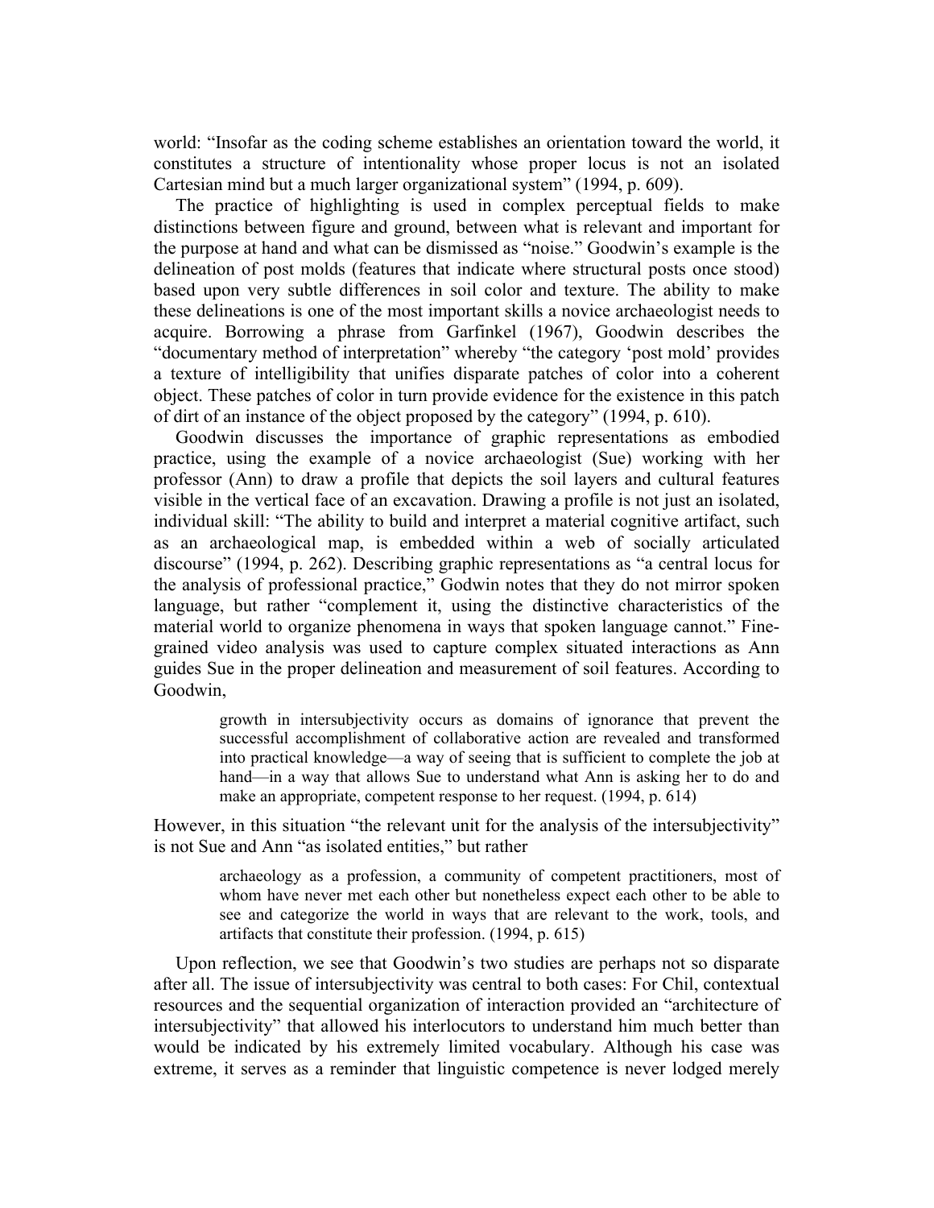world: “Insofar as the coding scheme establishes an orientation toward the world, it constitutes a structure of intentionality whose proper locus is not an isolated Cartesian mind but a much larger organizational system” (1994, p. 609).

The practice of highlighting is used in complex perceptual fields to make distinctions between figure and ground, between what is relevant and important for the purpose at hand and what can be dismissed as “noise.” Goodwin’s example is the delineation of post molds (features that indicate where structural posts once stood) based upon very subtle differences in soil color and texture. The ability to make these delineations is one of the most important skills a novice archaeologist needs to acquire. Borrowing a phrase from Garfinkel (1967), Goodwin describes the “documentary method of interpretation” whereby “the category ‘post mold’ provides a texture of intelligibility that unifies disparate patches of color into a coherent object. These patches of color in turn provide evidence for the existence in this patch of dirt of an instance of the object proposed by the category” (1994, p. 610).

Goodwin discusses the importance of graphic representations as embodied practice, using the example of a novice archaeologist (Sue) working with her professor (Ann) to draw a profile that depicts the soil layers and cultural features visible in the vertical face of an excavation. Drawing a profile is not just an isolated, individual skill: “The ability to build and interpret a material cognitive artifact, such as an archaeological map, is embedded within a web of socially articulated discourse” (1994, p. 262). Describing graphic representations as “a central locus for the analysis of professional practice,” Godwin notes that they do not mirror spoken language, but rather “complement it, using the distinctive characteristics of the material world to organize phenomena in ways that spoken language cannot.” Fine-grained video analysis was used to capture complex situated interactions as Ann guides Sue in the proper delineation and measurement of soil features. According to Goodwin,

> growth in intersubjectivity occurs as domains of ignorance that prevent the successful accomplishment of collaborative action are revealed and transformed into practical knowledge—a way of seeing that is sufficient to complete the job at hand—in a way that allows Sue to understand what Ann is asking her to do and make an appropriate, competent response to her request. (1994, p. 614)

However, in this situation “the relevant unit for the analysis of the intersubjectivity” is not Sue and Ann “as isolated entities,” but rather

> archaeology as a profession, a community of competent practitioners, most of whom have never met each other but nonetheless expect each other to be able to see and categorize the world in ways that are relevant to the work, tools, and artifacts that constitute their profession. (1994, p. 615)

Upon reflection, we see that Goodwin’s two studies are perhaps not so disparate after all. The issue of intersubjectivity was central to both cases: For Chil, contextual resources and the sequential organization of interaction provided an “architecture of intersubjectivity” that allowed his interlocutors to understand him much better than would be indicated by his extremely limited vocabulary. Although his case was extreme, it serves as a reminder that linguistic competence is never lodged merely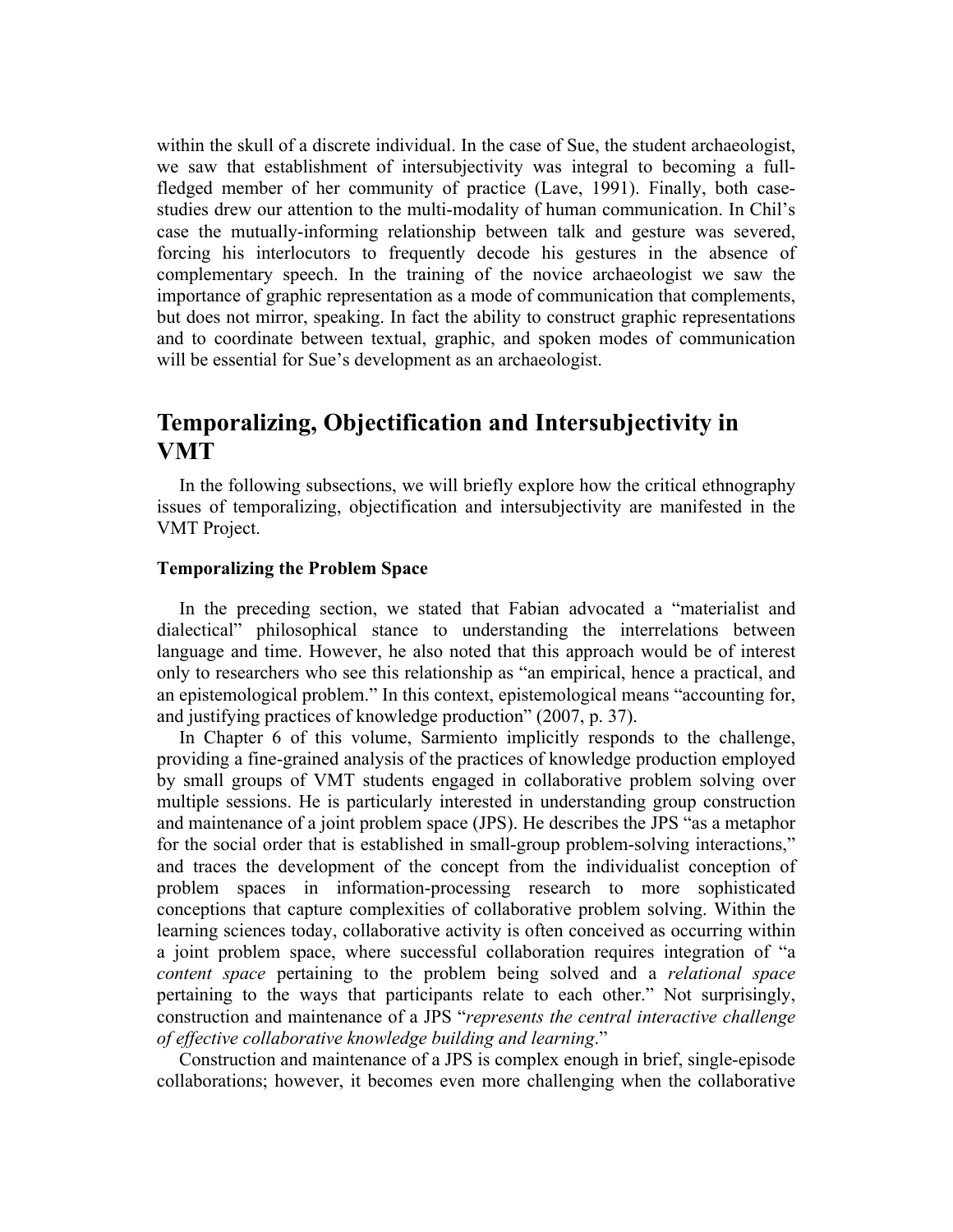within the skull of a discrete individual. In the case of Sue, the student archaeologist, we saw that establishment of intersubjectivity was integral to becoming a full-fledged member of her community of practice (Lave, 1991). Finally, both case-studies drew our attention to the multi-modality of human communication. In Chil's case the mutually-informing relationship between talk and gesture was severed, forcing his interlocutors to frequently decode his gestures in the absence of complementary speech. In the training of the novice archaeologist we saw the importance of graphic representation as a mode of communication that complements, but does not mirror, speaking. In fact the ability to construct graphic representations and to coordinate between textual, graphic, and spoken modes of communication will be essential for Sue's development as an archaeologist.

## Temporalizing, Objectification and Intersubjectivity in VMT

In the following subsections, we will briefly explore how the critical ethnography issues of temporalizing, objectification and intersubjectivity are manifested in the VMT Project.

### Temporalizing the Problem Space

In the preceding section, we stated that Fabian advocated a "materialist and dialectical" philosophical stance to understanding the interrelations between language and time. However, he also noted that this approach would be of interest only to researchers who see this relationship as "an empirical, hence a practical, and an epistemological problem." In this context, epistemological means "accounting for, and justifying practices of knowledge production" (2007, p. 37).

In Chapter 6 of this volume, Sarmiento implicitly responds to the challenge, providing a fine-grained analysis of the practices of knowledge production employed by small groups of VMT students engaged in collaborative problem solving over multiple sessions. He is particularly interested in understanding group construction and maintenance of a joint problem space (JPS). He describes the JPS "as a metaphor for the social order that is established in small-group problem-solving interactions," and traces the development of the concept from the individualist conception of problem spaces in information-processing research to more sophisticated conceptions that capture complexities of collaborative problem solving. Within the learning sciences today, collaborative activity is often conceived as occurring within a joint problem space, where successful collaboration requires integration of "a *content space* pertaining to the problem being solved and a *relational space* pertaining to the ways that participants relate to each other." Not surprisingly, construction and maintenance of a JPS "*represents the central interactive challenge of effective collaborative knowledge building and learning*."

Construction and maintenance of a JPS is complex enough in brief, single-episode collaborations; however, it becomes even more challenging when the collaborative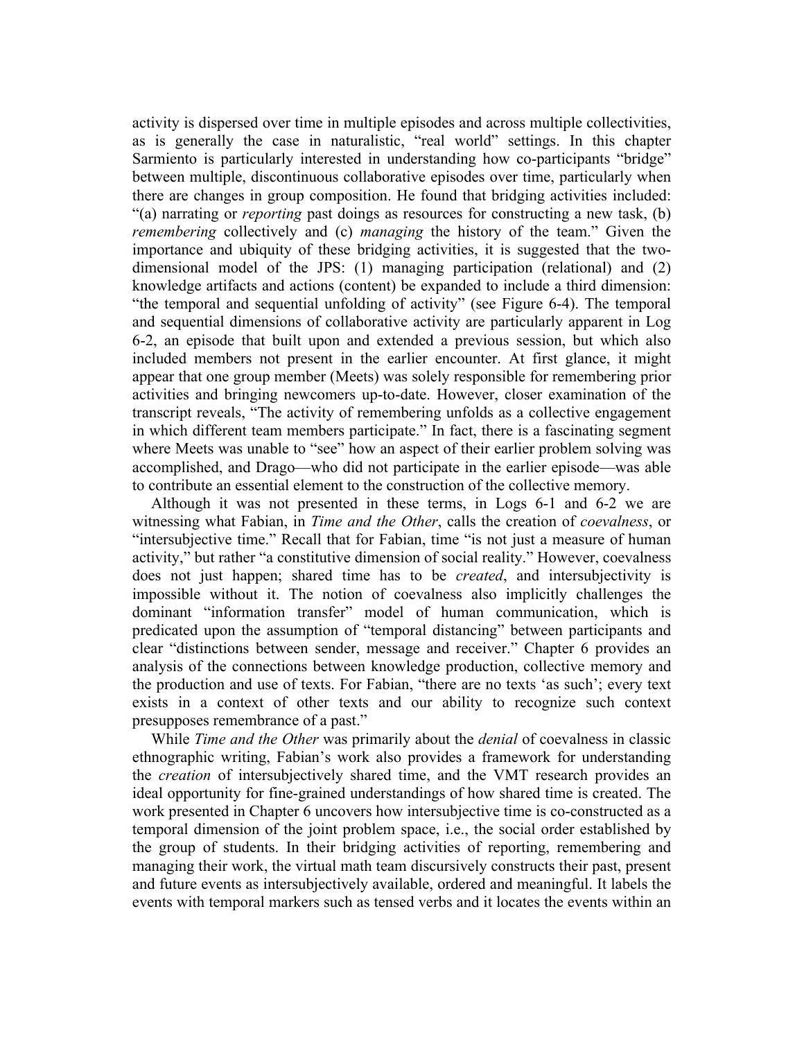activity is dispersed over time in multiple episodes and across multiple collectivities, as is generally the case in naturalistic, "real world" settings. In this chapter Sarmiento is particularly interested in understanding how co-participants "bridge" between multiple, discontinuous collaborative episodes over time, particularly when there are changes in group composition. He found that bridging activities included: "(a) narrating or *reporting* past doings as resources for constructing a new task, (b) *remembering* collectively and (c) *managing* the history of the team." Given the importance and ubiquity of these bridging activities, it is suggested that the two-dimensional model of the JPS: (1) managing participation (relational) and (2) knowledge artifacts and actions (content) be expanded to include a third dimension: "the temporal and sequential unfolding of activity" (see Figure 6-4). The temporal and sequential dimensions of collaborative activity are particularly apparent in Log 6-2, an episode that built upon and extended a previous session, but which also included members not present in the earlier encounter. At first glance, it might appear that one group member (Meets) was solely responsible for remembering prior activities and bringing newcomers up-to-date. However, closer examination of the transcript reveals, "The activity of remembering unfolds as a collective engagement in which different team members participate." In fact, there is a fascinating segment where Meets was unable to "see" how an aspect of their earlier problem solving was accomplished, and Drago—who did not participate in the earlier episode—was able to contribute an essential element to the construction of the collective memory.

Although it was not presented in these terms, in Logs 6-1 and 6-2 we are witnessing what Fabian, in *Time and the Other*, calls the creation of *coevalness*, or "intersubjective time." Recall that for Fabian, time "is not just a measure of human activity," but rather "a constitutive dimension of social reality." However, coevalness does not just happen; shared time has to be *created*, and intersubjectivity is impossible without it. The notion of coevalness also implicitly challenges the dominant "information transfer" model of human communication, which is predicated upon the assumption of "temporal distancing" between participants and clear "distinctions between sender, message and receiver." Chapter 6 provides an analysis of the connections between knowledge production, collective memory and the production and use of texts. For Fabian, "there are no texts 'as such'; every text exists in a context of other texts and our ability to recognize such context presupposes remembrance of a past."

While *Time and the Other* was primarily about the *denial* of coevalness in classic ethnographic writing, Fabian's work also provides a framework for understanding the *creation* of intersubjectively shared time, and the VMT research provides an ideal opportunity for fine-grained understandings of how shared time is created. The work presented in Chapter 6 uncovers how intersubjective time is co-constructed as a temporal dimension of the joint problem space, i.e., the social order established by the group of students. In their bridging activities of reporting, remembering and managing their work, the virtual math team discursively constructs their past, present and future events as intersubjectively available, ordered and meaningful. It labels the events with temporal markers such as tensed verbs and it locates the events within an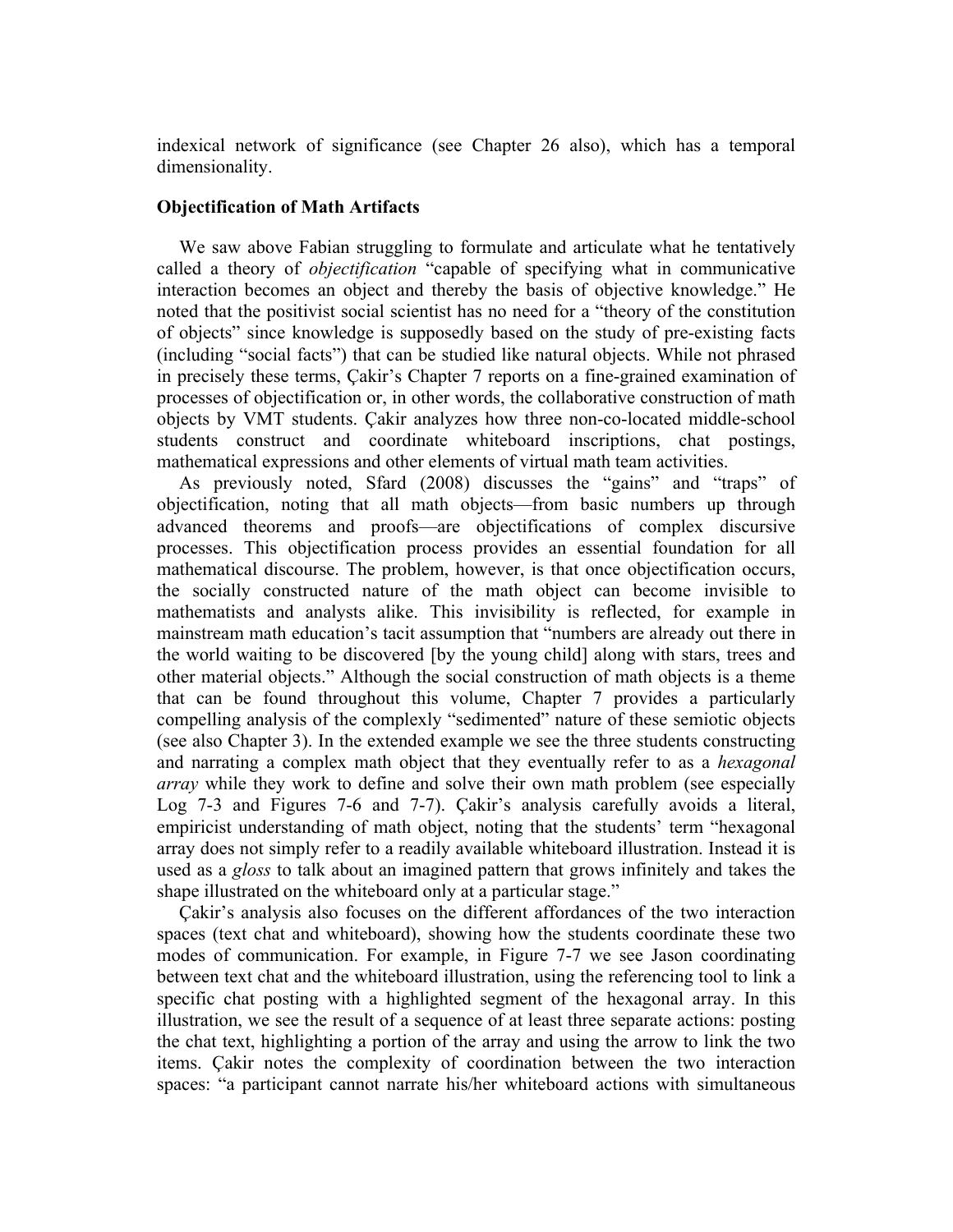indexical network of significance (see Chapter 26 also), which has a temporal dimensionality.

**Objectification of Math Artifacts**

We saw above Fabian struggling to formulate and articulate what he tentatively called a theory of *objectification* "capable of specifying what in communicative interaction becomes an object and thereby the basis of objective knowledge." He noted that the positivist social scientist has no need for a "theory of the constitution of objects" since knowledge is supposedly based on the study of pre-existing facts (including "social facts") that can be studied like natural objects. While not phrased in precisely these terms, Çakir's Chapter 7 reports on a fine-grained examination of processes of objectification or, in other words, the collaborative construction of math objects by VMT students. Çakir analyzes how three non-co-located middle-school students construct and coordinate whiteboard inscriptions, chat postings, mathematical expressions and other elements of virtual math team activities.

As previously noted, Sfard (2008) discusses the "gains" and "traps" of objectification, noting that all math objects—from basic numbers up through advanced theorems and proofs—are objectifications of complex discursive processes. This objectification process provides an essential foundation for all mathematical discourse. The problem, however, is that once objectification occurs, the socially constructed nature of the math object can become invisible to mathematists and analysts alike. This invisibility is reflected, for example in mainstream math education's tacit assumption that "numbers are already out there in the world waiting to be discovered [by the young child] along with stars, trees and other material objects." Although the social construction of math objects is a theme that can be found throughout this volume, Chapter 7 provides a particularly compelling analysis of the complexly "sedimented" nature of these semiotic objects (see also Chapter 3). In the extended example we see the three students constructing and narrating a complex math object that they eventually refer to as a *hexagonal array* while they work to define and solve their own math problem (see especially Log 7-3 and Figures 7-6 and 7-7). Çakir's analysis carefully avoids a literal, empiricist understanding of math object, noting that the students' term "hexagonal array does not simply refer to a readily available whiteboard illustration. Instead it is used as a *gloss* to talk about an imagined pattern that grows infinitely and takes the shape illustrated on the whiteboard only at a particular stage."

Çakir's analysis also focuses on the different affordances of the two interaction spaces (text chat and whiteboard), showing how the students coordinate these two modes of communication. For example, in Figure 7-7 we see Jason coordinating between text chat and the whiteboard illustration, using the referencing tool to link a specific chat posting with a highlighted segment of the hexagonal array. In this illustration, we see the result of a sequence of at least three separate actions: posting the chat text, highlighting a portion of the array and using the arrow to link the two items. Çakir notes the complexity of coordination between the two interaction spaces: "a participant cannot narrate his/her whiteboard actions with simultaneous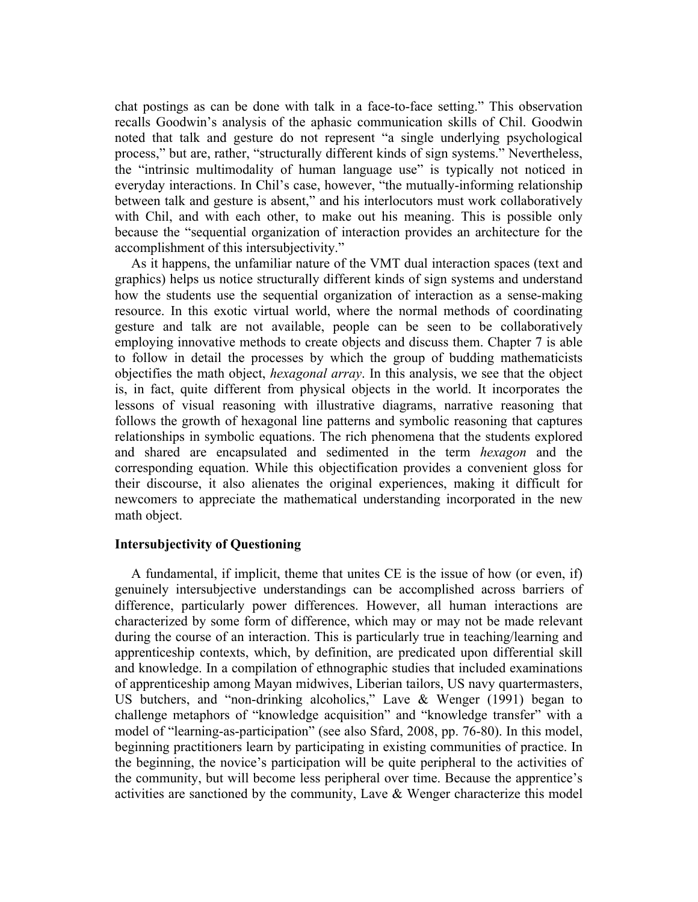chat postings as can be done with talk in a face-to-face setting." This observation recalls Goodwin's analysis of the aphasic communication skills of Chil. Goodwin noted that talk and gesture do not represent "a single underlying psychological process," but are, rather, "structurally different kinds of sign systems." Nevertheless, the "intrinsic multimodality of human language use" is typically not noticed in everyday interactions. In Chil's case, however, "the mutually-informing relationship between talk and gesture is absent," and his interlocutors must work collaboratively with Chil, and with each other, to make out his meaning. This is possible only because the "sequential organization of interaction provides an architecture for the accomplishment of this intersubjectivity."

As it happens, the unfamiliar nature of the VMT dual interaction spaces (text and graphics) helps us notice structurally different kinds of sign systems and understand how the students use the sequential organization of interaction as a sense-making resource. In this exotic virtual world, where the normal methods of coordinating gesture and talk are not available, people can be seen to be collaboratively employing innovative methods to create objects and discuss them. Chapter 7 is able to follow in detail the processes by which the group of budding mathematicists objectifies the math object, *hexagonal array*. In this analysis, we see that the object is, in fact, quite different from physical objects in the world. It incorporates the lessons of visual reasoning with illustrative diagrams, narrative reasoning that follows the growth of hexagonal line patterns and symbolic reasoning that captures relationships in symbolic equations. The rich phenomena that the students explored and shared are encapsulated and sedimented in the term *hexagon* and the corresponding equation. While this objectification provides a convenient gloss for their discourse, it also alienates the original experiences, making it difficult for newcomers to appreciate the mathematical understanding incorporated in the new math object.

## Intersubjectivity of Questioning

A fundamental, if implicit, theme that unites CE is the issue of how (or even, if) genuinely intersubjective understandings can be accomplished across barriers of difference, particularly power differences. However, all human interactions are characterized by some form of difference, which may or may not be made relevant during the course of an interaction. This is particularly true in teaching/learning and apprenticeship contexts, which, by definition, are predicated upon differential skill and knowledge. In a compilation of ethnographic studies that included examinations of apprenticeship among Mayan midwives, Liberian tailors, US navy quartermasters, US butchers, and "non-drinking alcoholics," Lave & Wenger (1991) began to challenge metaphors of "knowledge acquisition" and "knowledge transfer" with a model of "learning-as-participation" (see also Sfard, 2008, pp. 76-80). In this model, beginning practitioners learn by participating in existing communities of practice. In the beginning, the novice's participation will be quite peripheral to the activities of the community, but will become less peripheral over time. Because the apprentice's activities are sanctioned by the community, Lave & Wenger characterize this model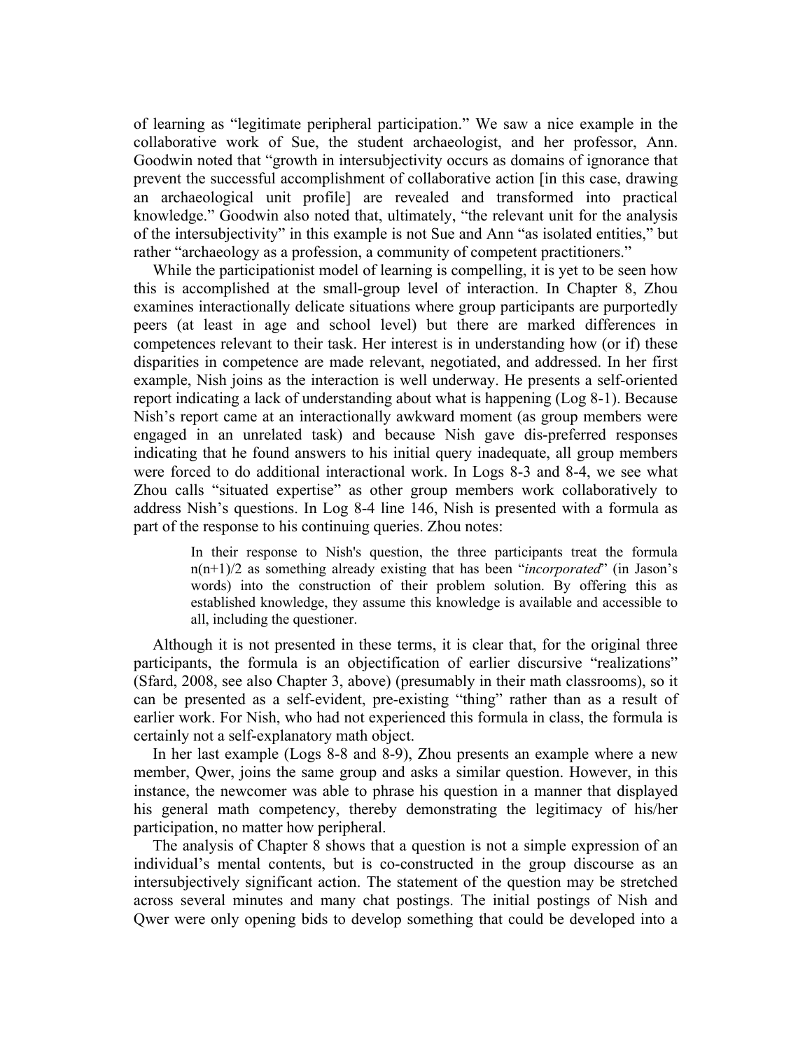of learning as "legitimate peripheral participation." We saw a nice example in the collaborative work of Sue, the student archaeologist, and her professor, Ann. Goodwin noted that "growth in intersubjectivity occurs as domains of ignorance that prevent the successful accomplishment of collaborative action [in this case, drawing an archaeological unit profile] are revealed and transformed into practical knowledge." Goodwin also noted that, ultimately, "the relevant unit for the analysis of the intersubjectivity" in this example is not Sue and Ann "as isolated entities," but rather "archaeology as a profession, a community of competent practitioners."

While the participationist model of learning is compelling, it is yet to be seen how this is accomplished at the small-group level of interaction. In Chapter 8, Zhou examines interactionally delicate situations where group participants are purportedly peers (at least in age and school level) but there are marked differences in competences relevant to their task. Her interest is in understanding how (or if) these disparities in competence are made relevant, negotiated, and addressed. In her first example, Nish joins as the interaction is well underway. He presents a self-oriented report indicating a lack of understanding about what is happening (Log 8-1). Because Nish's report came at an interactionally awkward moment (as group members were engaged in an unrelated task) and because Nish gave dis-preferred responses indicating that he found answers to his initial query inadequate, all group members were forced to do additional interactional work. In Logs 8-3 and 8-4, we see what Zhou calls "situated expertise" as other group members work collaboratively to address Nish's questions. In Log 8-4 line 146, Nish is presented with a formula as part of the response to his continuing queries. Zhou notes:

> In their response to Nish's question, the three participants treat the formula n(n+1)/2 as something already existing that has been "*incorporated*" (in Jason's words) into the construction of their problem solution. By offering this as established knowledge, they assume this knowledge is available and accessible to all, including the questioner.

Although it is not presented in these terms, it is clear that, for the original three participants, the formula is an objectification of earlier discursive "realizations" (Sfard, 2008, see also Chapter 3, above) (presumably in their math classrooms), so it can be presented as a self-evident, pre-existing "thing" rather than as a result of earlier work. For Nish, who had not experienced this formula in class, the formula is certainly not a self-explanatory math object.

In her last example (Logs 8-8 and 8-9), Zhou presents an example where a new member, Qwer, joins the same group and asks a similar question. However, in this instance, the newcomer was able to phrase his question in a manner that displayed his general math competency, thereby demonstrating the legitimacy of his/her participation, no matter how peripheral.

The analysis of Chapter 8 shows that a question is not a simple expression of an individual's mental contents, but is co-constructed in the group discourse as an intersubjectively significant action. The statement of the question may be stretched across several minutes and many chat postings. The initial postings of Nish and Qwer were only opening bids to develop something that could be developed into a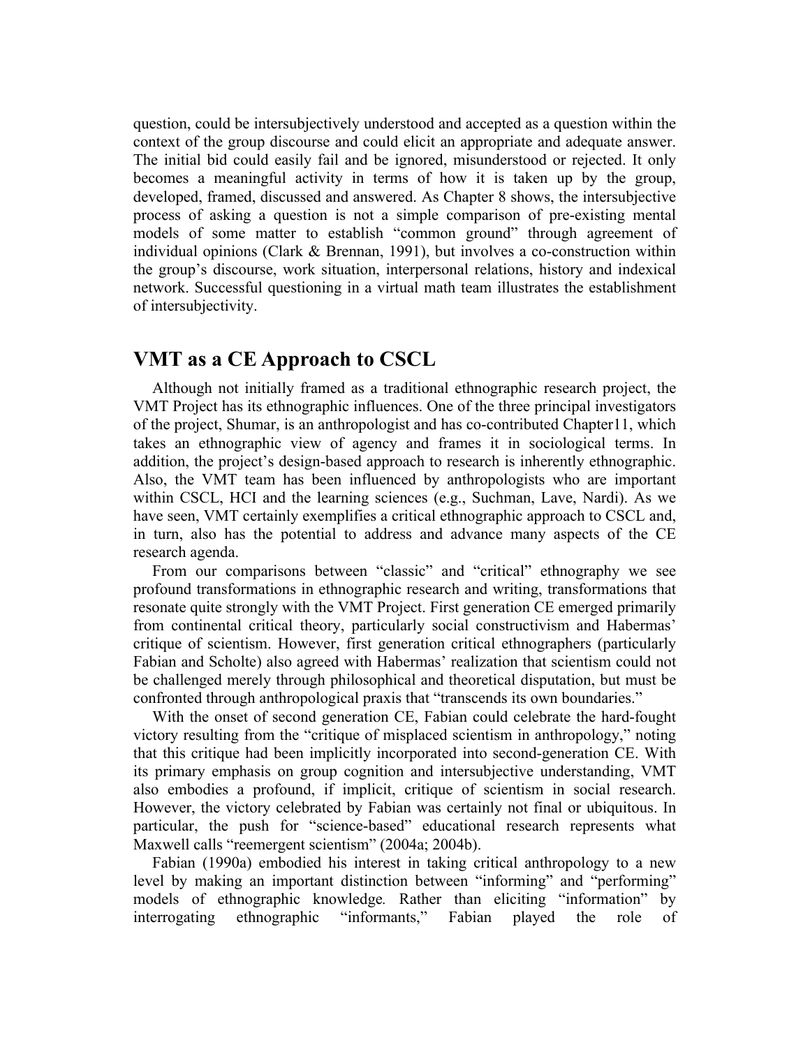question, could be intersubjectively understood and accepted as a question within the context of the group discourse and could elicit an appropriate and adequate answer. The initial bid could easily fail and be ignored, misunderstood or rejected. It only becomes a meaningful activity in terms of how it is taken up by the group, developed, framed, discussed and answered. As Chapter 8 shows, the intersubjective process of asking a question is not a simple comparison of pre-existing mental models of some matter to establish "common ground" through agreement of individual opinions (Clark & Brennan, 1991), but involves a co-construction within the group's discourse, work situation, interpersonal relations, history and indexical network. Successful questioning in a virtual math team illustrates the establishment of intersubjectivity.

## VMT as a CE Approach to CSCL

Although not initially framed as a traditional ethnographic research project, the VMT Project has its ethnographic influences. One of the three principal investigators of the project, Shumar, is an anthropologist and has co-contributed Chapter11, which takes an ethnographic view of agency and frames it in sociological terms. In addition, the project's design-based approach to research is inherently ethnographic. Also, the VMT team has been influenced by anthropologists who are important within CSCL, HCI and the learning sciences (e.g., Suchman, Lave, Nardi). As we have seen, VMT certainly exemplifies a critical ethnographic approach to CSCL and, in turn, also has the potential to address and advance many aspects of the CE research agenda.

From our comparisons between "classic" and "critical" ethnography we see profound transformations in ethnographic research and writing, transformations that resonate quite strongly with the VMT Project. First generation CE emerged primarily from continental critical theory, particularly social constructivism and Habermas' critique of scientism. However, first generation critical ethnographers (particularly Fabian and Scholte) also agreed with Habermas' realization that scientism could not be challenged merely through philosophical and theoretical disputation, but must be confronted through anthropological praxis that "transcends its own boundaries."

With the onset of second generation CE, Fabian could celebrate the hard-fought victory resulting from the "critique of misplaced scientism in anthropology," noting that this critique had been implicitly incorporated into second-generation CE. With its primary emphasis on group cognition and intersubjective understanding, VMT also embodies a profound, if implicit, critique of scientism in social research. However, the victory celebrated by Fabian was certainly not final or ubiquitous. In particular, the push for "science-based" educational research represents what Maxwell calls "reemergent scientism" (2004a; 2004b).

Fabian (1990a) embodied his interest in taking critical anthropology to a new level by making an important distinction between "informing" and "performing" models of ethnographic knowledge*.* Rather than eliciting "information" by interrogating ethnographic "informants," Fabian played the role of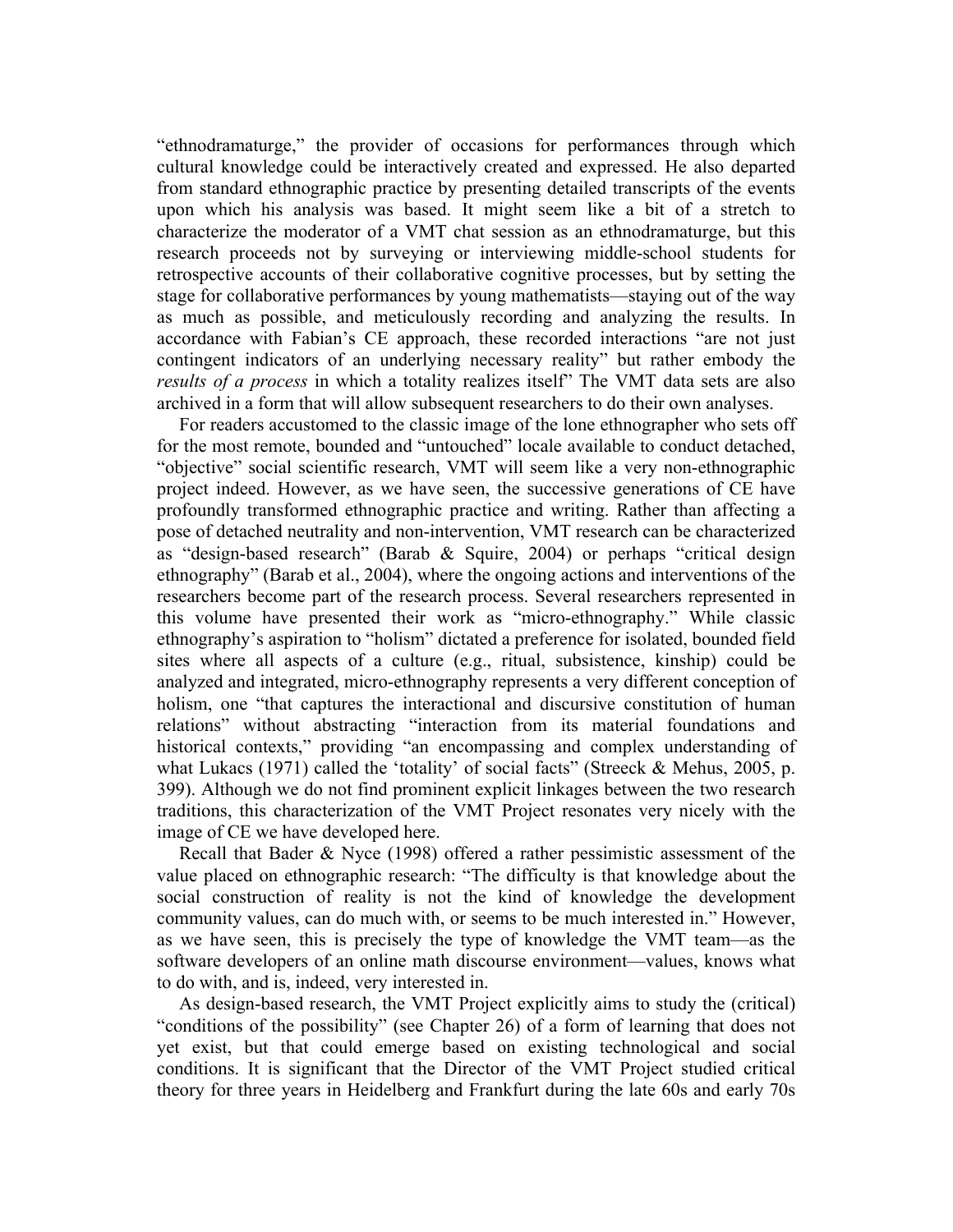"ethnodramaturge," the provider of occasions for performances through which cultural knowledge could be interactively created and expressed. He also departed from standard ethnographic practice by presenting detailed transcripts of the events upon which his analysis was based. It might seem like a bit of a stretch to characterize the moderator of a VMT chat session as an ethnodramaturge, but this research proceeds not by surveying or interviewing middle-school students for retrospective accounts of their collaborative cognitive processes, but by setting the stage for collaborative performances by young mathematists—staying out of the way as much as possible, and meticulously recording and analyzing the results. In accordance with Fabian's CE approach, these recorded interactions "are not just contingent indicators of an underlying necessary reality" but rather embody the *results of a process* in which a totality realizes itself" The VMT data sets are also archived in a form that will allow subsequent researchers to do their own analyses.

For readers accustomed to the classic image of the lone ethnographer who sets off for the most remote, bounded and "untouched" locale available to conduct detached, "objective" social scientific research, VMT will seem like a very non-ethnographic project indeed. However, as we have seen, the successive generations of CE have profoundly transformed ethnographic practice and writing. Rather than affecting a pose of detached neutrality and non-intervention, VMT research can be characterized as "design-based research" (Barab & Squire, 2004) or perhaps "critical design ethnography" (Barab et al., 2004), where the ongoing actions and interventions of the researchers become part of the research process. Several researchers represented in this volume have presented their work as "micro-ethnography." While classic ethnography's aspiration to "holism" dictated a preference for isolated, bounded field sites where all aspects of a culture (e.g., ritual, subsistence, kinship) could be analyzed and integrated, micro-ethnography represents a very different conception of holism, one "that captures the interactional and discursive constitution of human relations" without abstracting "interaction from its material foundations and historical contexts," providing "an encompassing and complex understanding of what Lukacs (1971) called the 'totality' of social facts" (Streeck & Mehus, 2005, p. 399). Although we do not find prominent explicit linkages between the two research traditions, this characterization of the VMT Project resonates very nicely with the image of CE we have developed here.

Recall that Bader & Nyce (1998) offered a rather pessimistic assessment of the value placed on ethnographic research: "The difficulty is that knowledge about the social construction of reality is not the kind of knowledge the development community values, can do much with, or seems to be much interested in." However, as we have seen, this is precisely the type of knowledge the VMT team—as the software developers of an online math discourse environment—values, knows what to do with, and is, indeed, very interested in.

As design-based research, the VMT Project explicitly aims to study the (critical) "conditions of the possibility" (see Chapter 26) of a form of learning that does not yet exist, but that could emerge based on existing technological and social conditions. It is significant that the Director of the VMT Project studied critical theory for three years in Heidelberg and Frankfurt during the late 60s and early 70s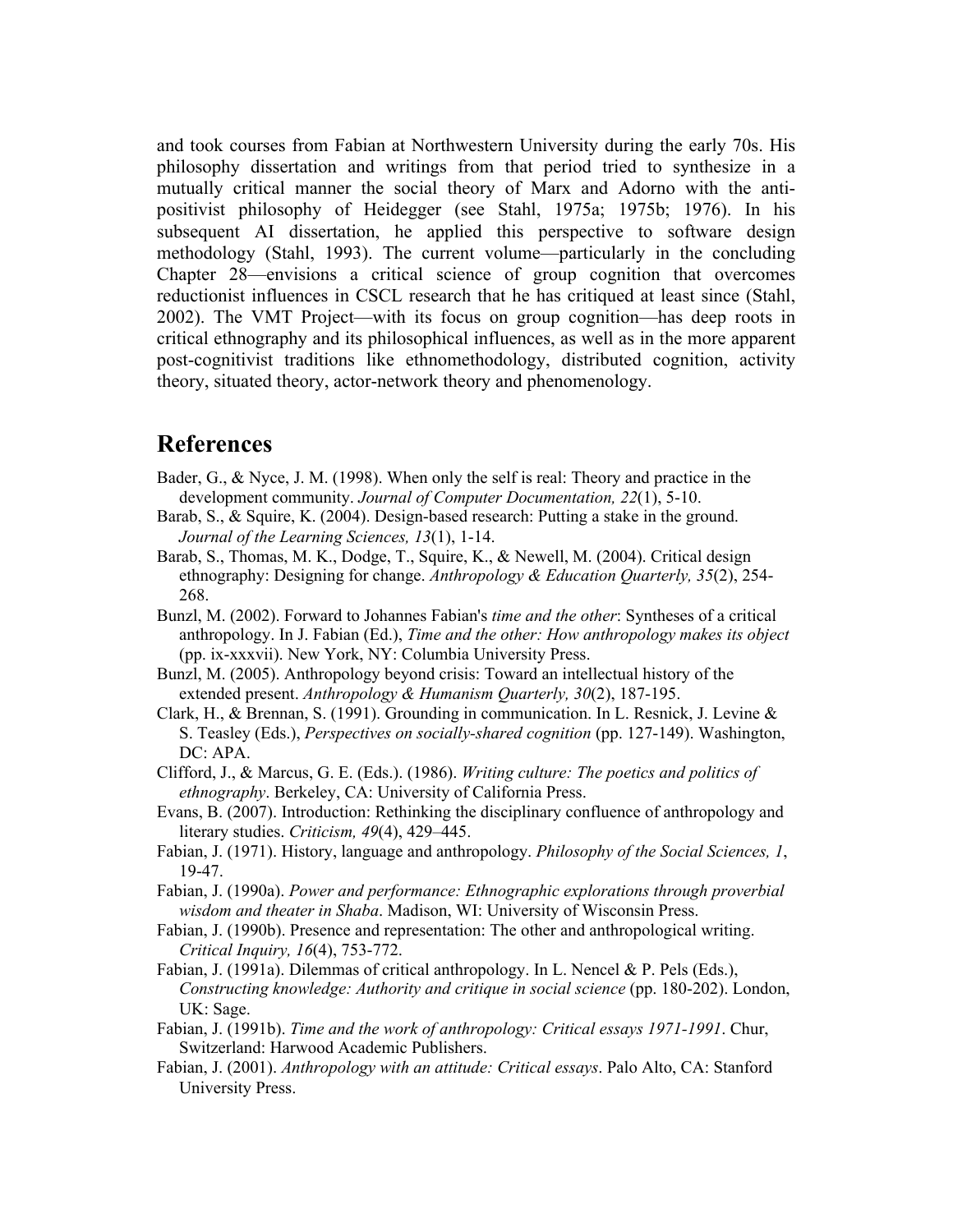and took courses from Fabian at Northwestern University during the early 70s. His philosophy dissertation and writings from that period tried to synthesize in a mutually critical manner the social theory of Marx and Adorno with the anti-positivist philosophy of Heidegger (see Stahl, 1975a; 1975b; 1976). In his subsequent AI dissertation, he applied this perspective to software design methodology (Stahl, 1993). The current volume—particularly in the concluding Chapter 28—envisions a critical science of group cognition that overcomes reductionist influences in CSCL research that he has critiqued at least since (Stahl, 2002). The VMT Project—with its focus on group cognition—has deep roots in critical ethnography and its philosophical influences, as well as in the more apparent post-cognitivist traditions like ethnomethodology, distributed cognition, activity theory, situated theory, actor-network theory and phenomenology.

# References

Bader, G., & Nyce, J. M. (1998). When only the self is real: Theory and practice in the development community. *Journal of Computer Documentation, 22*(1), 5-10.

Barab, S., & Squire, K. (2004). Design-based research: Putting a stake in the ground. *Journal of the Learning Sciences, 13*(1), 1-14.

Barab, S., Thomas, M. K., Dodge, T., Squire, K., & Newell, M. (2004). Critical design ethnography: Designing for change. *Anthropology & Education Quarterly, 35*(2), 254-268.

Bunzl, M. (2002). Forward to Johannes Fabian's *time and the other*: Syntheses of a critical anthropology. In J. Fabian (Ed.), *Time and the other: How anthropology makes its object* (pp. ix-xxxvii). New York, NY: Columbia University Press.

Bunzl, M. (2005). Anthropology beyond crisis: Toward an intellectual history of the extended present. *Anthropology & Humanism Quarterly, 30*(2), 187-195.

Clark, H., & Brennan, S. (1991). Grounding in communication. In L. Resnick, J. Levine & S. Teasley (Eds.), *Perspectives on socially-shared cognition* (pp. 127-149). Washington, DC: APA.

Clifford, J., & Marcus, G. E. (Eds.). (1986). *Writing culture: The poetics and politics of ethnography*. Berkeley, CA: University of California Press.

Evans, B. (2007). Introduction: Rethinking the disciplinary confluence of anthropology and literary studies. *Criticism, 49*(4), 429–445.

Fabian, J. (1971). History, language and anthropology. *Philosophy of the Social Sciences, 1*, 19-47.

Fabian, J. (1990a). *Power and performance: Ethnographic explorations through proverbial wisdom and theater in Shaba*. Madison, WI: University of Wisconsin Press.

Fabian, J. (1990b). Presence and representation: The other and anthropological writing. *Critical Inquiry, 16*(4), 753-772.

Fabian, J. (1991a). Dilemmas of critical anthropology. In L. Nencel & P. Pels (Eds.), *Constructing knowledge: Authority and critique in social science* (pp. 180-202). London, UK: Sage.

Fabian, J. (1991b). *Time and the work of anthropology: Critical essays 1971-1991*. Chur, Switzerland: Harwood Academic Publishers.

Fabian, J. (2001). *Anthropology with an attitude: Critical essays*. Palo Alto, CA: Stanford University Press.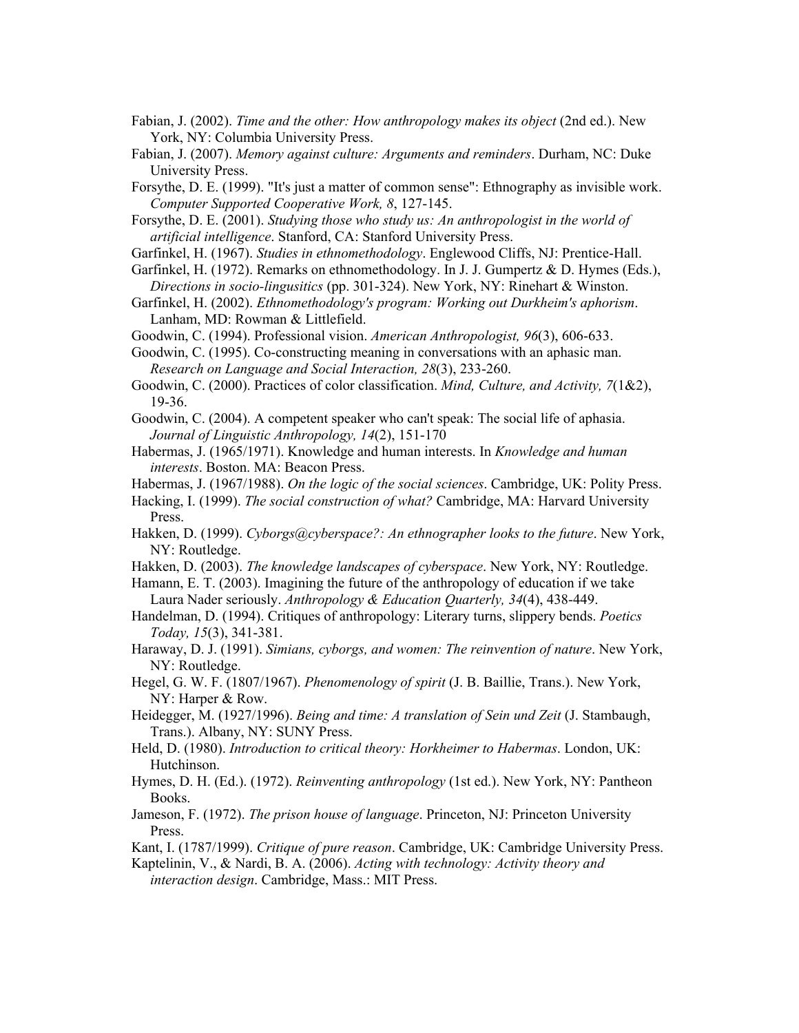Fabian, J. (2002). *Time and the other: How anthropology makes its object* (2nd ed.). New York, NY: Columbia University Press.

Fabian, J. (2007). *Memory against culture: Arguments and reminders*. Durham, NC: Duke University Press.

Forsythe, D. E. (1999). "It's just a matter of common sense": Ethnography as invisible work. *Computer Supported Cooperative Work, 8*, 127-145.

Forsythe, D. E. (2001). *Studying those who study us: An anthropologist in the world of artificial intelligence*. Stanford, CA: Stanford University Press.

Garfinkel, H. (1967). *Studies in ethnomethodology*. Englewood Cliffs, NJ: Prentice-Hall.

Garfinkel, H. (1972). Remarks on ethnomethodology. In J. J. Gumpertz & D. Hymes (Eds.), *Directions in socio-lingusitics* (pp. 301-324). New York, NY: Rinehart & Winston.

Garfinkel, H. (2002). *Ethnomethodology's program: Working out Durkheim's aphorism*. Lanham, MD: Rowman & Littlefield.

Goodwin, C. (1994). Professional vision. *American Anthropologist, 96*(3), 606-633.

Goodwin, C. (1995). Co-constructing meaning in conversations with an aphasic man. *Research on Language and Social Interaction, 28*(3), 233-260.

Goodwin, C. (2000). Practices of color classification. *Mind, Culture, and Activity, 7*(1&2), 19-36.

Goodwin, C. (2004). A competent speaker who can't speak: The social life of aphasia. *Journal of Linguistic Anthropology, 14*(2), 151-170

Habermas, J. (1965/1971). Knowledge and human interests. In *Knowledge and human interests*. Boston. MA: Beacon Press.

Habermas, J. (1967/1988). *On the logic of the social sciences*. Cambridge, UK: Polity Press.

Hacking, I. (1999). *The social construction of what?* Cambridge, MA: Harvard University Press.

Hakken, D. (1999). *Cyborgs@cyberspace?: An ethnographer looks to the future*. New York, NY: Routledge.

Hakken, D. (2003). *The knowledge landscapes of cyberspace*. New York, NY: Routledge.

Hamann, E. T. (2003). Imagining the future of the anthropology of education if we take Laura Nader seriously. *Anthropology & Education Quarterly, 34*(4), 438-449.

Handelman, D. (1994). Critiques of anthropology: Literary turns, slippery bends. *Poetics Today, 15*(3), 341-381.

Haraway, D. J. (1991). *Simians, cyborgs, and women: The reinvention of nature*. New York, NY: Routledge.

Hegel, G. W. F. (1807/1967). *Phenomenology of spirit* (J. B. Baillie, Trans.). New York, NY: Harper & Row.

Heidegger, M. (1927/1996). *Being and time: A translation of Sein und Zeit* (J. Stambaugh, Trans.). Albany, NY: SUNY Press.

Held, D. (1980). *Introduction to critical theory: Horkheimer to Habermas*. London, UK: Hutchinson.

Hymes, D. H. (Ed.). (1972). *Reinventing anthropology* (1st ed.). New York, NY: Pantheon Books.

Jameson, F. (1972). *The prison house of language*. Princeton, NJ: Princeton University Press.

Kant, I. (1787/1999). *Critique of pure reason*. Cambridge, UK: Cambridge University Press.

Kaptelinin, V., & Nardi, B. A. (2006). *Acting with technology: Activity theory and interaction design*. Cambridge, Mass.: MIT Press.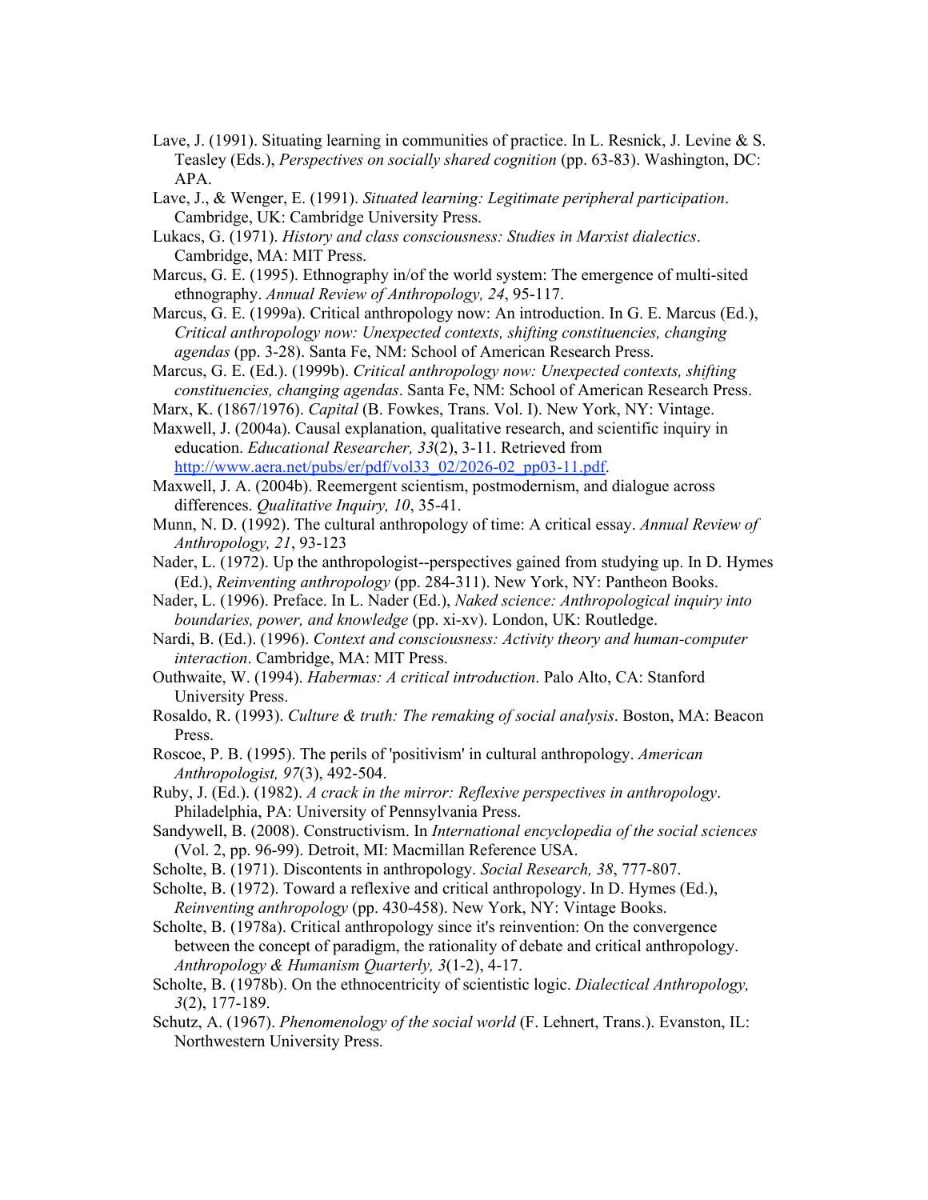Lave, J. (1991). Situating learning in communities of practice. In L. Resnick, J. Levine & S. Teasley (Eds.), *Perspectives on socially shared cognition* (pp. 63-83). Washington, DC: APA.

Lave, J., & Wenger, E. (1991). *Situated learning: Legitimate peripheral participation*. Cambridge, UK: Cambridge University Press.

Lukacs, G. (1971). *History and class consciousness: Studies in Marxist dialectics*. Cambridge, MA: MIT Press.

Marcus, G. E. (1995). Ethnography in/of the world system: The emergence of multi-sited ethnography. *Annual Review of Anthropology, 24*, 95-117.

Marcus, G. E. (1999a). Critical anthropology now: An introduction. In G. E. Marcus (Ed.), *Critical anthropology now: Unexpected contexts, shifting constituencies, changing agendas* (pp. 3-28). Santa Fe, NM: School of American Research Press.

Marcus, G. E. (Ed.). (1999b). *Critical anthropology now: Unexpected contexts, shifting constituencies, changing agendas*. Santa Fe, NM: School of American Research Press.

Marx, K. (1867/1976). *Capital* (B. Fowkes, Trans. Vol. I). New York, NY: Vintage.

Maxwell, J. (2004a). Causal explanation, qualitative research, and scientific inquiry in education. *Educational Researcher, 33*(2), 3-11. Retrieved from http://www.aera.net/pubs/er/pdf/vol33_02/2026-02_pp03-11.pdf.

Maxwell, J. A. (2004b). Reemergent scientism, postmodernism, and dialogue across differences. *Qualitative Inquiry, 10*, 35-41.

Munn, N. D. (1992). The cultural anthropology of time: A critical essay. *Annual Review of Anthropology, 21*, 93-123

Nader, L. (1972). Up the anthropologist--perspectives gained from studying up. In D. Hymes (Ed.), *Reinventing anthropology* (pp. 284-311). New York, NY: Pantheon Books.

Nader, L. (1996). Preface. In L. Nader (Ed.), *Naked science: Anthropological inquiry into boundaries, power, and knowledge* (pp. xi-xv). London, UK: Routledge.

Nardi, B. (Ed.). (1996). *Context and consciousness: Activity theory and human-computer interaction*. Cambridge, MA: MIT Press.

Outhwaite, W. (1994). *Habermas: A critical introduction*. Palo Alto, CA: Stanford University Press.

Rosaldo, R. (1993). *Culture & truth: The remaking of social analysis*. Boston, MA: Beacon Press.

Roscoe, P. B. (1995). The perils of 'positivism' in cultural anthropology. *American Anthropologist, 97*(3), 492-504.

Ruby, J. (Ed.). (1982). *A crack in the mirror: Reflexive perspectives in anthropology*. Philadelphia, PA: University of Pennsylvania Press.

Sandywell, B. (2008). Constructivism. In *International encyclopedia of the social sciences* (Vol. 2, pp. 96-99). Detroit, MI: Macmillan Reference USA.

Scholte, B. (1971). Discontents in anthropology. *Social Research, 38*, 777-807.

Scholte, B. (1972). Toward a reflexive and critical anthropology. In D. Hymes (Ed.), *Reinventing anthropology* (pp. 430-458). New York, NY: Vintage Books.

Scholte, B. (1978a). Critical anthropology since it's reinvention: On the convergence between the concept of paradigm, the rationality of debate and critical anthropology. *Anthropology & Humanism Quarterly, 3*(1-2), 4-17.

Scholte, B. (1978b). On the ethnocentricity of scientistic logic. *Dialectical Anthropology, 3*(2), 177-189.

Schutz, A. (1967). *Phenomenology of the social world* (F. Lehnert, Trans.). Evanston, IL: Northwestern University Press.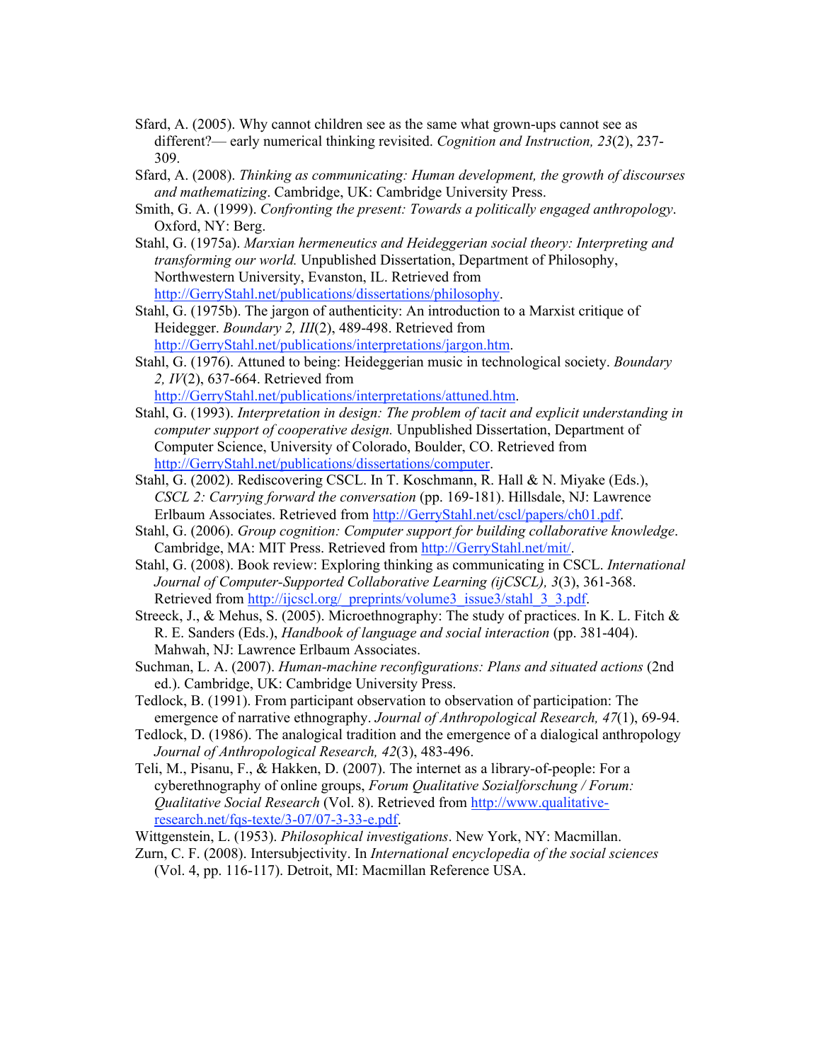Sfard, A. (2005). Why cannot children see as the same what grown-ups cannot see as different?— early numerical thinking revisited. *Cognition and Instruction, 23*(2), 237-309.

Sfard, A. (2008). *Thinking as communicating: Human development, the growth of discourses and mathematizing*. Cambridge, UK: Cambridge University Press.

Smith, G. A. (1999). *Confronting the present: Towards a politically engaged anthropology*. Oxford, NY: Berg.

Stahl, G. (1975a). *Marxian hermeneutics and Heideggerian social theory: Interpreting and transforming our world.* Unpublished Dissertation, Department of Philosophy, Northwestern University, Evanston, IL. Retrieved from http://GerryStahl.net/publications/dissertations/philosophy.

Stahl, G. (1975b). The jargon of authenticity: An introduction to a Marxist critique of Heidegger. *Boundary 2, III*(2), 489-498. Retrieved from http://GerryStahl.net/publications/interpretations/jargon.htm.

Stahl, G. (1976). Attuned to being: Heideggerian music in technological society. *Boundary 2, IV*(2), 637-664. Retrieved from http://GerryStahl.net/publications/interpretations/attuned.htm.

Stahl, G. (1993). *Interpretation in design: The problem of tacit and explicit understanding in computer support of cooperative design.* Unpublished Dissertation, Department of Computer Science, University of Colorado, Boulder, CO. Retrieved from http://GerryStahl.net/publications/dissertations/computer.

Stahl, G. (2002). Rediscovering CSCL. In T. Koschmann, R. Hall & N. Miyake (Eds.), *CSCL 2: Carrying forward the conversation* (pp. 169-181). Hillsdale, NJ: Lawrence Erlbaum Associates. Retrieved from http://GerryStahl.net/cscl/papers/ch01.pdf.

Stahl, G. (2006). *Group cognition: Computer support for building collaborative knowledge*. Cambridge, MA: MIT Press. Retrieved from http://GerryStahl.net/mit/.

Stahl, G. (2008). Book review: Exploring thinking as communicating in CSCL. *International Journal of Computer-Supported Collaborative Learning (ijCSCL), 3*(3), 361-368. Retrieved from http://ijcscl.org/_preprints/volume3_issue3/stahl_3_3.pdf.

Streeck, J., & Mehus, S. (2005). Microethnography: The study of practices. In K. L. Fitch & R. E. Sanders (Eds.), *Handbook of language and social interaction* (pp. 381-404). Mahwah, NJ: Lawrence Erlbaum Associates.

Suchman, L. A. (2007). *Human-machine reconfigurations: Plans and situated actions* (2nd ed.). Cambridge, UK: Cambridge University Press.

Tedlock, B. (1991). From participant observation to observation of participation: The emergence of narrative ethnography. *Journal of Anthropological Research, 47*(1), 69-94.

Tedlock, D. (1986). The analogical tradition and the emergence of a dialogical anthropology *Journal of Anthropological Research, 42*(3), 483-496.

Teli, M., Pisanu, F., & Hakken, D. (2007). The internet as a library-of-people: For a cyberethnography of online groups, *Forum Qualitative Sozialforschung / Forum: Qualitative Social Research* (Vol. 8). Retrieved from http://www.qualitative-research.net/fqs-texte/3-07/07-3-33-e.pdf.

Wittgenstein, L. (1953). *Philosophical investigations*. New York, NY: Macmillan.

Zurn, C. F. (2008). Intersubjectivity. In *International encyclopedia of the social sciences* (Vol. 4, pp. 116-117). Detroit, MI: Macmillan Reference USA.